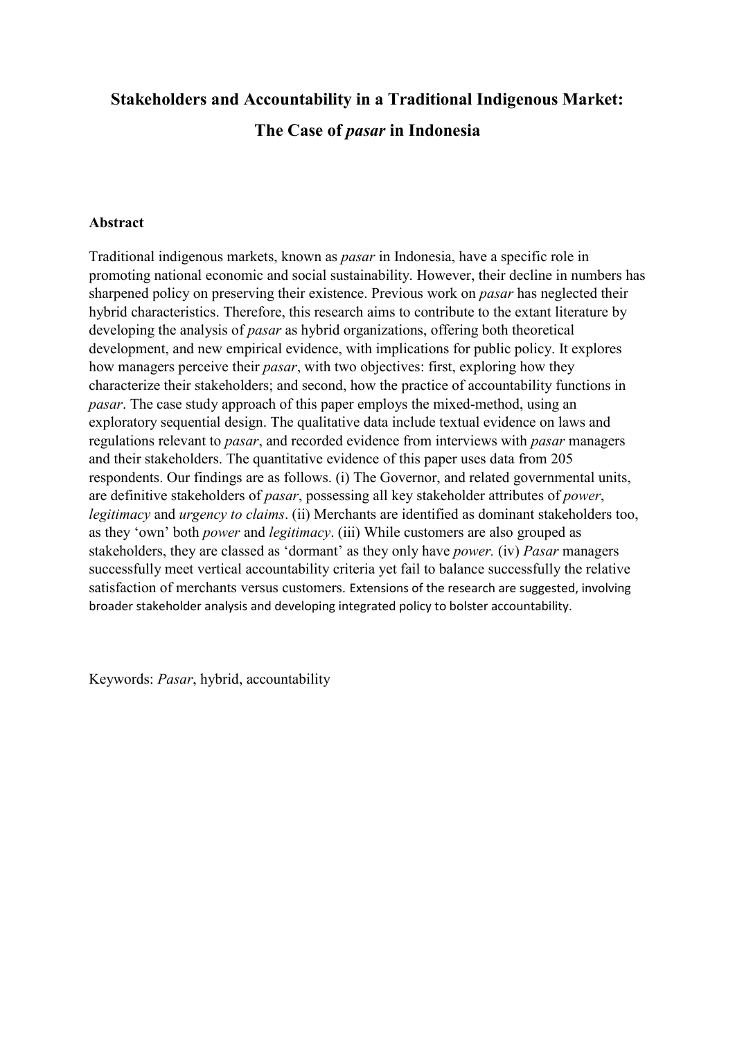# Stakeholders and Accountability in a Traditional Indigenous Market: The Case of *pasar* in Indonesia

## Abstract

Traditional indigenous markets, known as *pasar* in Indonesia, have a specific role in promoting national economic and social sustainability. However, their decline in numbers has sharpened policy on preserving their existence. Previous work on *pasar* has neglected their hybrid characteristics. Therefore, this research aims to contribute to the extant literature by developing the analysis of *pasar* as hybrid organizations, offering both theoretical development, and new empirical evidence, with implications for public policy. It explores how managers perceive their *pasar*, with two objectives: first, exploring how they characterize their stakeholders; and second, how the practice of accountability functions in *pasar*. The case study approach of this paper employs the mixed-method, using an exploratory sequential design. The qualitative data include textual evidence on laws and regulations relevant to *pasar*, and recorded evidence from interviews with *pasar* managers and their stakeholders. The quantitative evidence of this paper uses data from 205 respondents. Our findings are as follows. (i) The Governor, and related governmental units, are definitive stakeholders of *pasar*, possessing all key stakeholder attributes of *power*, *legitimacy* and *urgency to claims*. (ii) Merchants are identified as dominant stakeholders too, as they 'own' both *power* and *legitimacy*. (iii) While customers are also grouped as stakeholders, they are classed as 'dormant' as they only have *power.* (iv) *Pasar* managers successfully meet vertical accountability criteria yet fail to balance successfully the relative satisfaction of merchants versus customers. Extensions of the research are suggested, involving broader stakeholder analysis and developing integrated policy to bolster accountability.

Keywords: *Pasar*, hybrid, accountability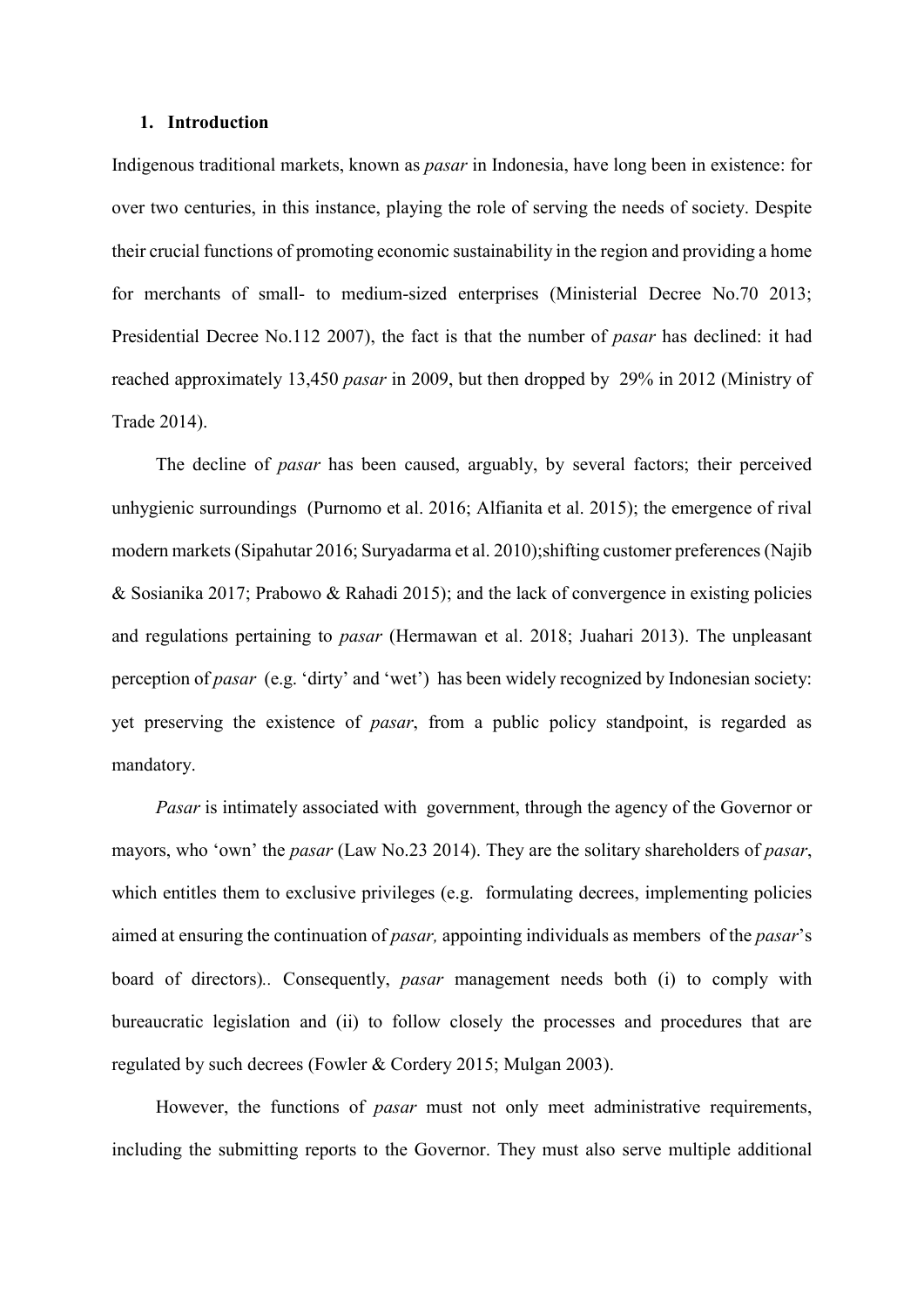## 1. Introduction

Indigenous traditional markets, known as *pasar* in Indonesia, have long been in existence: for over two centuries, in this instance, playing the role of serving the needs of society. Despite their crucial functions of promoting economic sustainability in the region and providing a home for merchants of small- to medium-sized enterprises (Ministerial Decree No.70 2013; Presidential Decree No.112 2007), the fact is that the number of *pasar* has declined: it had reached approximately 13,450 *pasar* in 2009, but then dropped by 29% in 2012 (Ministry of Trade 2014).

The decline of *pasar* has been caused, arguably, by several factors; their perceived unhygienic surroundings (Purnomo et al. 2016; Alfianita et al. 2015); the emergence of rival modern markets (Sipahutar 2016; Suryadarma et al. 2010);shifting customer preferences (Najib & Sosianika 2017; Prabowo & Rahadi 2015); and the lack of convergence in existing policies and regulations pertaining to *pasar* (Hermawan et al. 2018; Juahari 2013). The unpleasant perception of *pasar* (e.g. 'dirty' and 'wet') has been widely recognized by Indonesian society: yet preserving the existence of *pasar*, from a public policy standpoint, is regarded as mandatory.

*Pasar* is intimately associated with government, through the agency of the Governor or mayors, who 'own' the *pasar* (Law No.23 2014). They are the solitary shareholders of *pasar*, which entitles them to exclusive privileges (e.g. formulating decrees, implementing policies aimed at ensuring the continuation of *pasar,* appointing individuals as members of the *pasar*'s board of directors).. Consequently, *pasar* management needs both (i) to comply with bureaucratic legislation and (ii) to follow closely the processes and procedures that are regulated by such decrees (Fowler & Cordery 2015; Mulgan 2003).

However, the functions of *pasar* must not only meet administrative requirements, including the submitting reports to the Governor. They must also serve multiple additional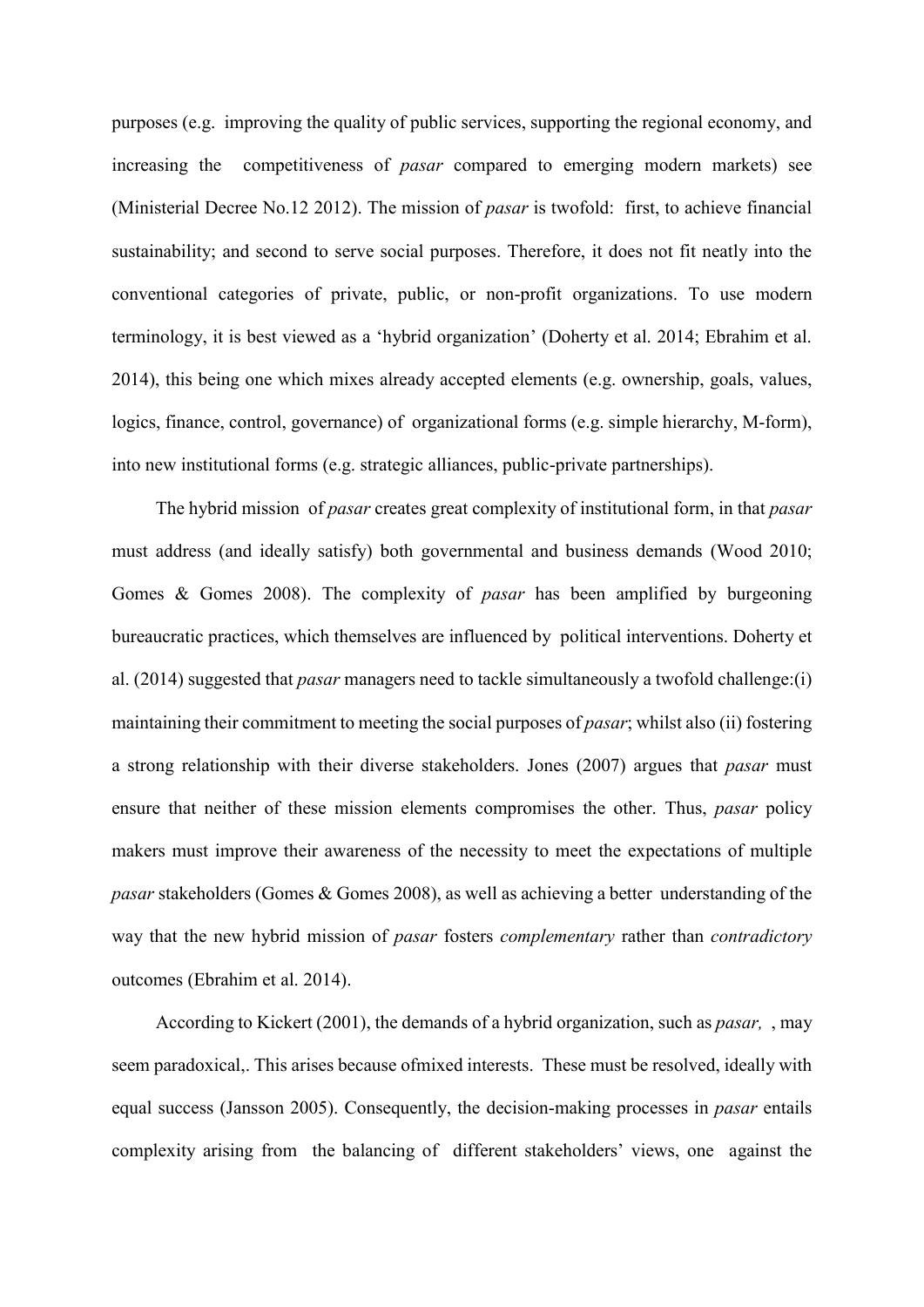purposes (e.g. improving the quality of public services, supporting the regional economy, and increasing the competitiveness of *pasar* compared to emerging modern markets) see (Ministerial Decree No.12 2012). The mission of *pasar* is twofold: first, to achieve financial sustainability; and second to serve social purposes. Therefore, it does not fit neatly into the conventional categories of private, public, or non-profit organizations. To use modern terminology, it is best viewed as a 'hybrid organization' (Doherty et al. 2014; Ebrahim et al. 2014), this being one which mixes already accepted elements (e.g. ownership, goals, values, logics, finance, control, governance) of organizational forms (e.g. simple hierarchy, M-form), into new institutional forms (e.g. strategic alliances, public-private partnerships).

The hybrid mission of *pasar* creates great complexity of institutional form, in that *pasar* must address (and ideally satisfy) both governmental and business demands (Wood 2010; Gomes & Gomes 2008). The complexity of *pasar* has been amplified by burgeoning bureaucratic practices, which themselves are influenced by political interventions. Doherty et al. (2014) suggested that *pasar* managers need to tackle simultaneously a twofold challenge:(i) maintaining their commitment to meeting the social purposes of *pasar*; whilst also (ii) fostering a strong relationship with their diverse stakeholders. Jones (2007) argues that *pasar* must ensure that neither of these mission elements compromises the other. Thus, *pasar* policy makers must improve their awareness of the necessity to meet the expectations of multiple *pasar* stakeholders (Gomes & Gomes 2008), as well as achieving a better understanding of the way that the new hybrid mission of *pasar* fosters *complementary* rather than *contradictory* outcomes (Ebrahim et al. 2014).

According to Kickert (2001), the demands of a hybrid organization, such as *pasar,* , may seem paradoxical,. This arises because ofmixed interests. These must be resolved, ideally with equal success (Jansson 2005). Consequently, the decision-making processes in *pasar* entails complexity arising from the balancing of different stakeholders' views, one against the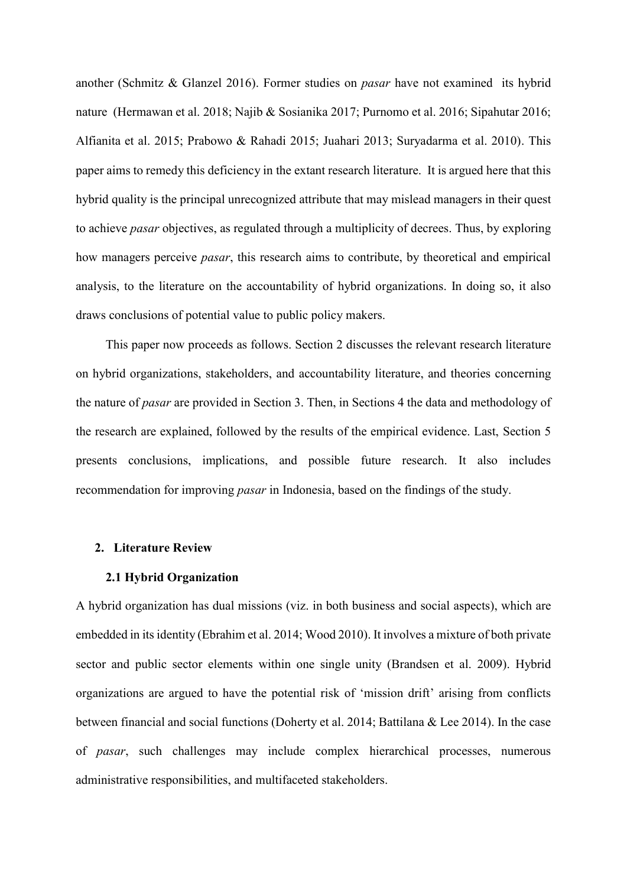another (Schmitz & Glanzel 2016). Former studies on *pasar* have not examined its hybrid nature (Hermawan et al. 2018; Najib & Sosianika 2017; Purnomo et al. 2016; Sipahutar 2016; Alfianita et al. 2015; Prabowo & Rahadi 2015; Juahari 2013; Suryadarma et al. 2010). This paper aims to remedy this deficiency in the extant research literature. It is argued here that this hybrid quality is the principal unrecognized attribute that may mislead managers in their quest to achieve *pasar* objectives, as regulated through a multiplicity of decrees. Thus, by exploring how managers perceive *pasar*, this research aims to contribute, by theoretical and empirical analysis, to the literature on the accountability of hybrid organizations. In doing so, it also draws conclusions of potential value to public policy makers.

This paper now proceeds as follows. Section 2 discusses the relevant research literature on hybrid organizations, stakeholders, and accountability literature, and theories concerning the nature of *pasar* are provided in Section 3. Then, in Sections 4 the data and methodology of the research are explained, followed by the results of the empirical evidence. Last, Section 5 presents conclusions, implications, and possible future research. It also includes recommendation for improving *pasar* in Indonesia, based on the findings of the study.

## 2. Literature Review

### 2.1 Hybrid Organization

A hybrid organization has dual missions (viz. in both business and social aspects), which are embedded in its identity (Ebrahim et al. 2014; Wood 2010). It involves a mixture of both private sector and public sector elements within one single unity (Brandsen et al. 2009). Hybrid organizations are argued to have the potential risk of 'mission drift' arising from conflicts between financial and social functions (Doherty et al. 2014; Battilana & Lee 2014). In the case of *pasar*, such challenges may include complex hierarchical processes, numerous administrative responsibilities, and multifaceted stakeholders.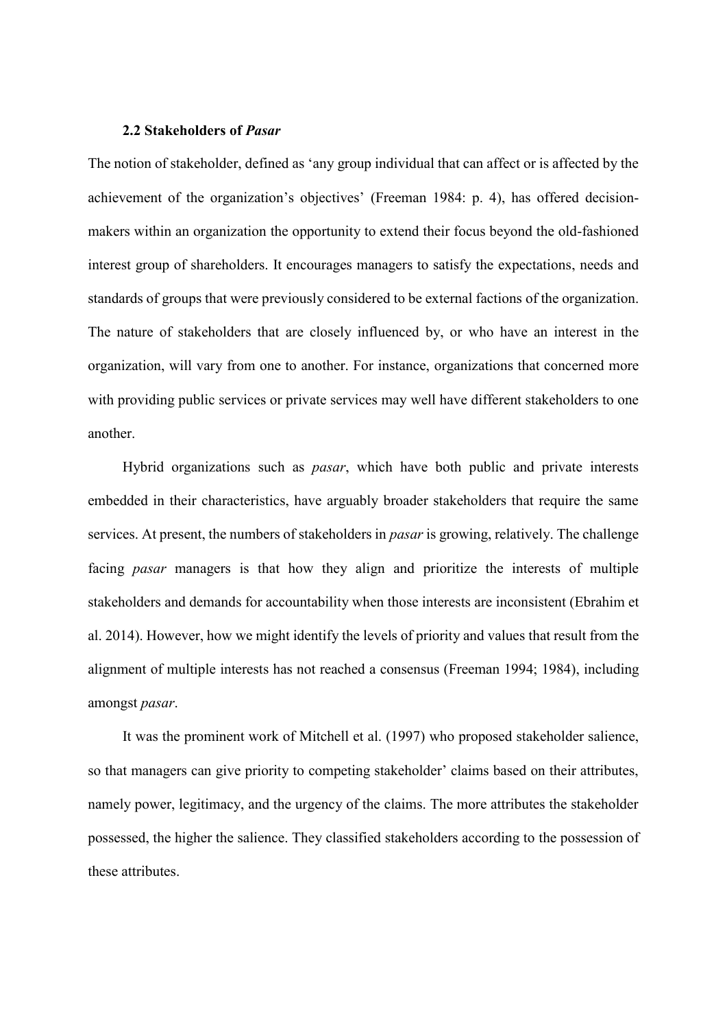### 2.2 Stakeholders of *Pasar*

The notion of stakeholder, defined as 'any group individual that can affect or is affected by the achievement of the organization's objectives' (Freeman 1984: p. 4), has offered decision-makers within an organization the opportunity to extend their focus beyond the old-fashioned interest group of shareholders. It encourages managers to satisfy the expectations, needs and standards of groups that were previously considered to be external factions of the organization. The nature of stakeholders that are closely influenced by, or who have an interest in the organization, will vary from one to another. For instance, organizations that concerned more with providing public services or private services may well have different stakeholders to one another.

Hybrid organizations such as *pasar*, which have both public and private interests embedded in their characteristics, have arguably broader stakeholders that require the same services. At present, the numbers of stakeholders in *pasar* is growing, relatively. The challenge facing *pasar* managers is that how they align and prioritize the interests of multiple stakeholders and demands for accountability when those interests are inconsistent (Ebrahim et al. 2014). However, how we might identify the levels of priority and values that result from the alignment of multiple interests has not reached a consensus (Freeman 1994; 1984), including amongst *pasar*.

It was the prominent work of Mitchell et al. (1997) who proposed stakeholder salience, so that managers can give priority to competing stakeholder' claims based on their attributes, namely power, legitimacy, and the urgency of the claims. The more attributes the stakeholder possessed, the higher the salience. They classified stakeholders according to the possession of these attributes.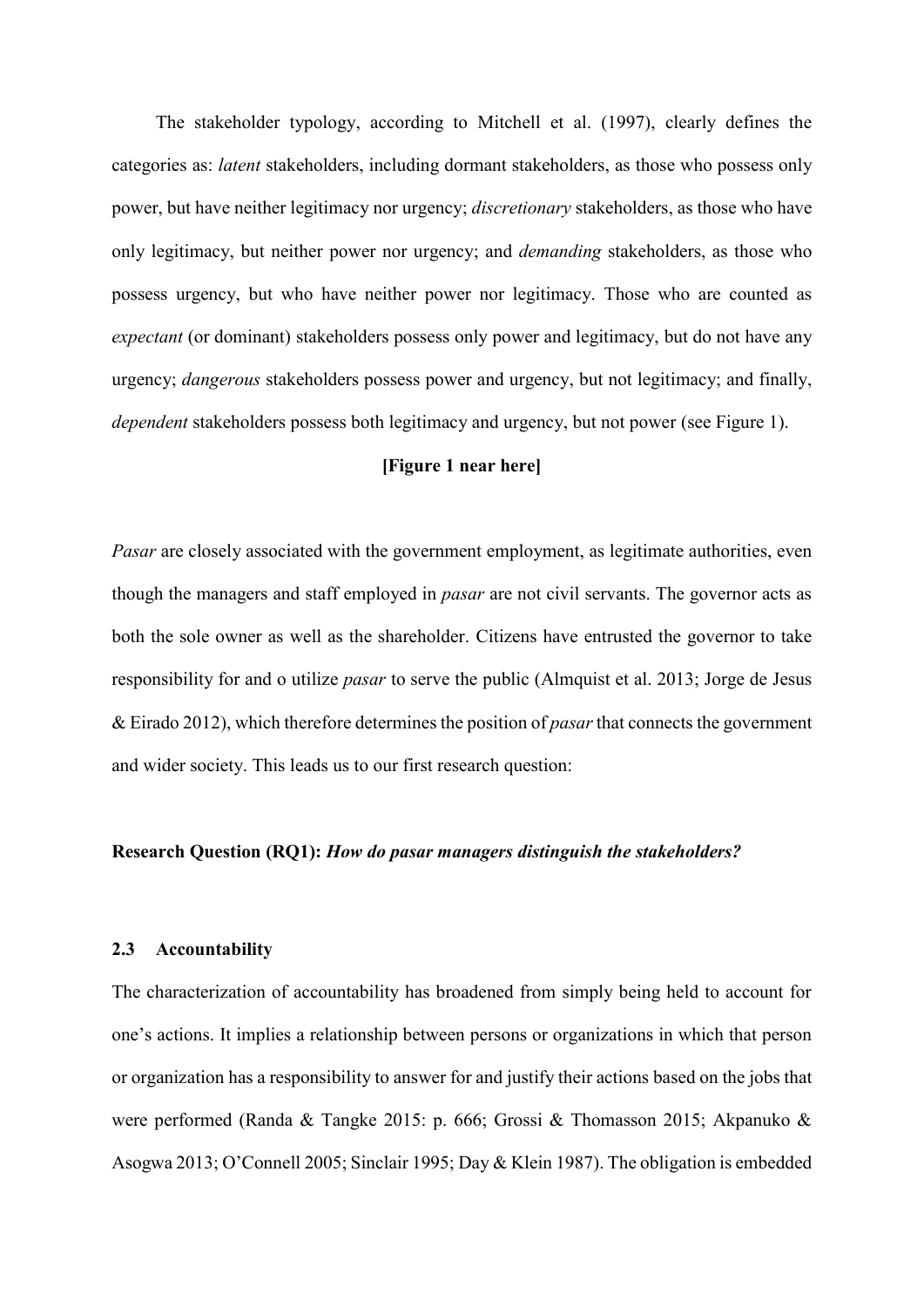The stakeholder typology, according to Mitchell et al. (1997), clearly defines the categories as: *latent* stakeholders, including dormant stakeholders, as those who possess only power, but have neither legitimacy nor urgency; *discretionary* stakeholders, as those who have only legitimacy, but neither power nor urgency; and *demanding* stakeholders, as those who possess urgency, but who have neither power nor legitimacy. Those who are counted as *expectant* (or dominant) stakeholders possess only power and legitimacy, but do not have any urgency; *dangerous* stakeholders possess power and urgency, but not legitimacy; and finally, *dependent* stakeholders possess both legitimacy and urgency, but not power (see Figure 1).

**[Figure 1 near here]**

*Pasar* are closely associated with the government employment, as legitimate authorities, even though the managers and staff employed in *pasar* are not civil servants. The governor acts as both the sole owner as well as the shareholder. Citizens have entrusted the governor to take responsibility for and o utilize *pasar* to serve the public (Almquist et al. 2013; Jorge de Jesus & Eirado 2012), which therefore determines the position of *pasar* that connects the government and wider society. This leads us to our first research question:

**Research Question (RQ1):** ***How do pasar managers distinguish the stakeholders?***

### 2.3 Accountability

The characterization of accountability has broadened from simply being held to account for one's actions. It implies a relationship between persons or organizations in which that person or organization has a responsibility to answer for and justify their actions based on the jobs that were performed (Randa & Tangke 2015: p. 666; Grossi & Thomasson 2015; Akpanuko & Asogwa 2013; O'Connell 2005; Sinclair 1995; Day & Klein 1987). The obligation is embedded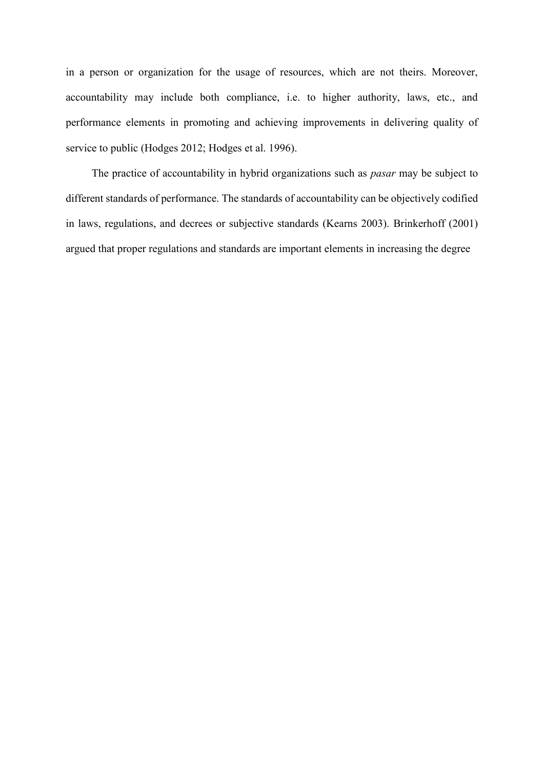in a person or organization for the usage of resources, which are not theirs. Moreover, accountability may include both compliance, i.e. to higher authority, laws, etc., and performance elements in promoting and achieving improvements in delivering quality of service to public (Hodges 2012; Hodges et al. 1996).

The practice of accountability in hybrid organizations such as *pasar* may be subject to different standards of performance. The standards of accountability can be objectively codified in laws, regulations, and decrees or subjective standards (Kearns 2003). Brinkerhoff (2001) argued that proper regulations and standards are important elements in increasing the degree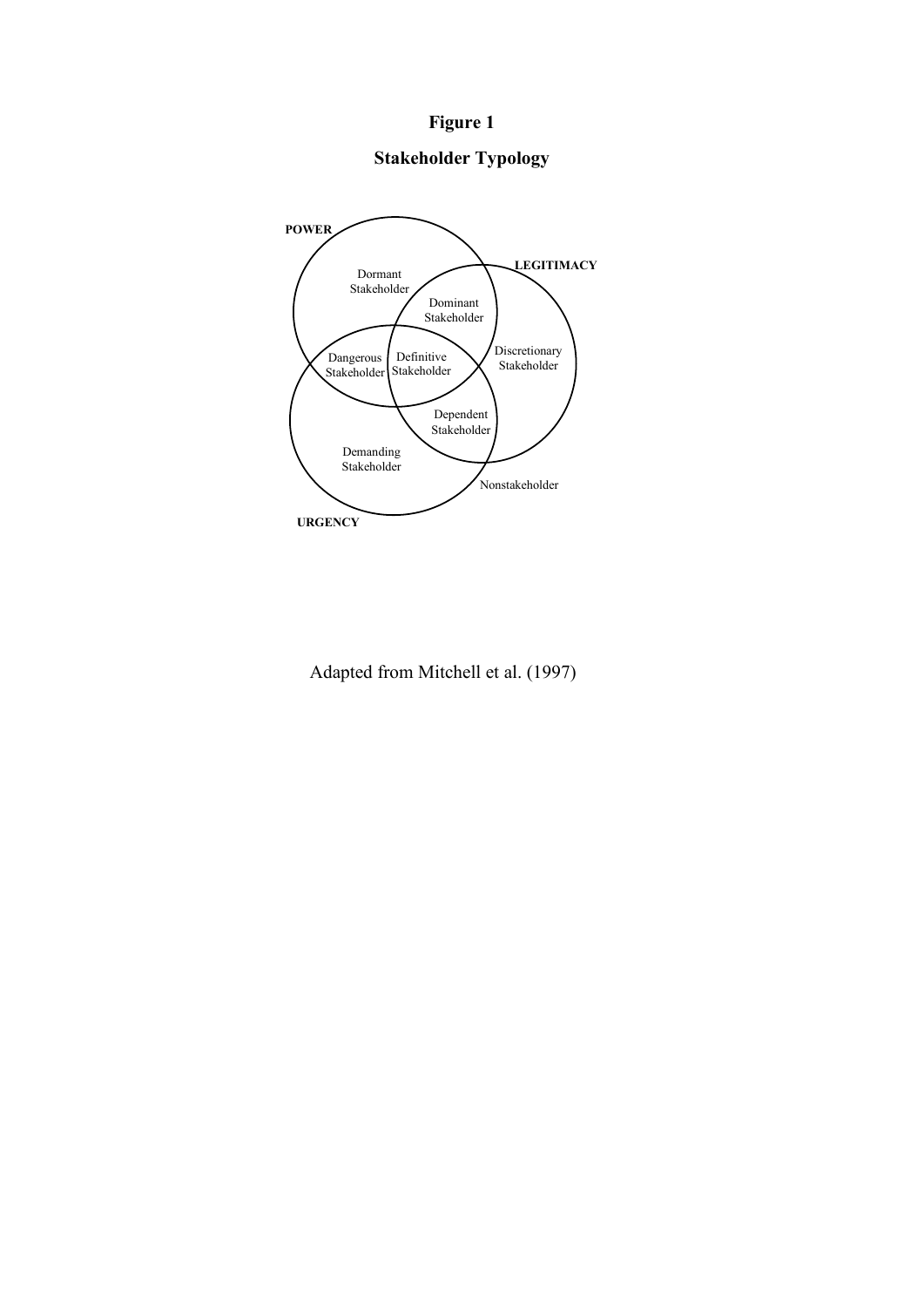**Figure 1**

**Stakeholder Typology**

POWER

LEGITIMACY

URGENCY

Dormant Stakeholder

Dominant Stakeholder

Discretionary Stakeholder

Dangerous Stakeholder

Definitive Stakeholder

Dependent Stakeholder

Demanding Stakeholder

Nonstakeholder

Adapted from Mitchell et al. (1997)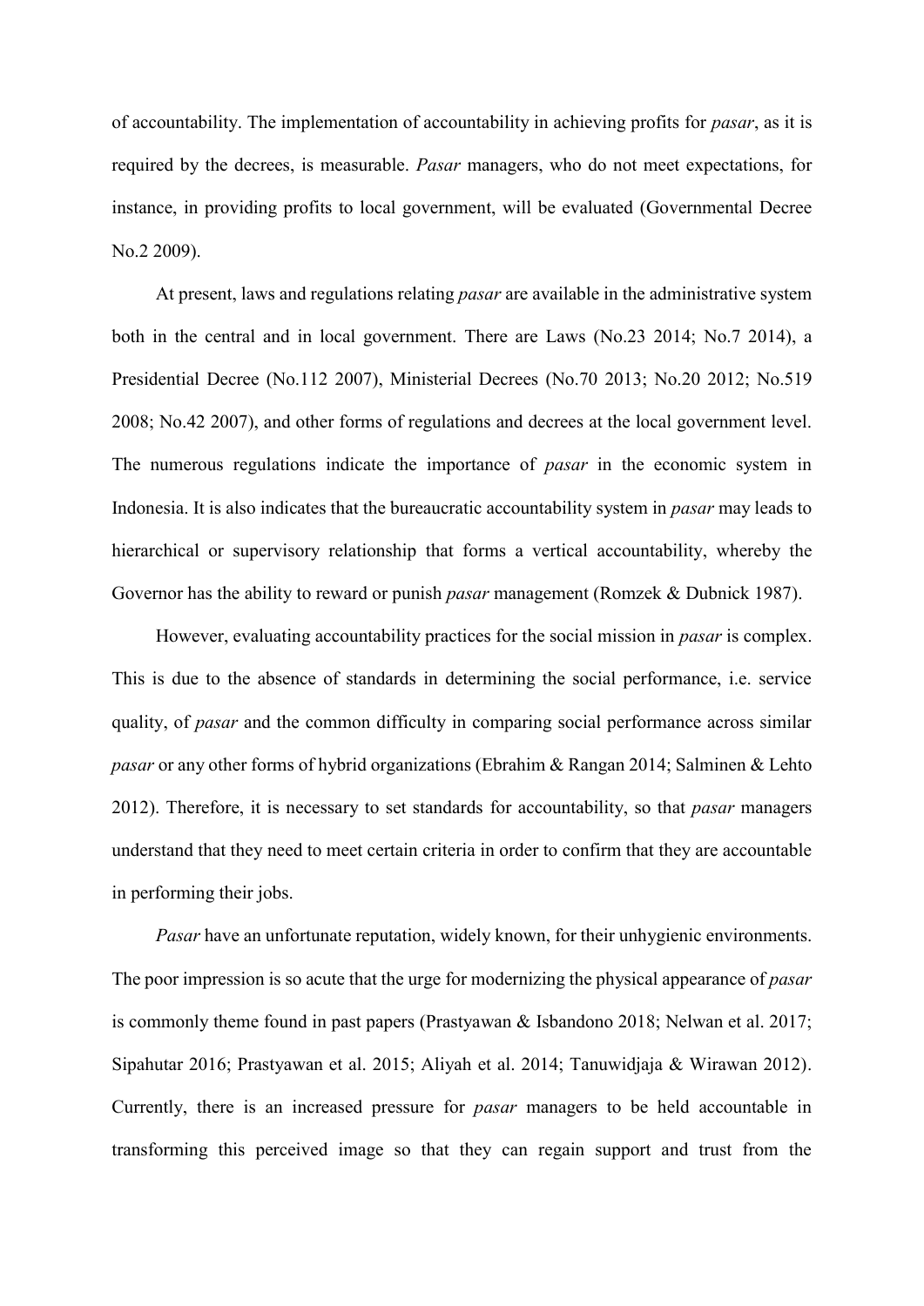of accountability. The implementation of accountability in achieving profits for *pasar*, as it is required by the decrees, is measurable. *Pasar* managers, who do not meet expectations, for instance, in providing profits to local government, will be evaluated (Governmental Decree No.2 2009).

At present, laws and regulations relating *pasar* are available in the administrative system both in the central and in local government. There are Laws (No.23 2014; No.7 2014), a Presidential Decree (No.112 2007), Ministerial Decrees (No.70 2013; No.20 2012; No.519 2008; No.42 2007), and other forms of regulations and decrees at the local government level. The numerous regulations indicate the importance of *pasar* in the economic system in Indonesia. It is also indicates that the bureaucratic accountability system in *pasar* may leads to hierarchical or supervisory relationship that forms a vertical accountability, whereby the Governor has the ability to reward or punish *pasar* management (Romzek & Dubnick 1987).

However, evaluating accountability practices for the social mission in *pasar* is complex. This is due to the absence of standards in determining the social performance, i.e. service quality, of *pasar* and the common difficulty in comparing social performance across similar *pasar* or any other forms of hybrid organizations (Ebrahim & Rangan 2014; Salminen & Lehto 2012). Therefore, it is necessary to set standards for accountability, so that *pasar* managers understand that they need to meet certain criteria in order to confirm that they are accountable in performing their jobs.

*Pasar* have an unfortunate reputation, widely known, for their unhygienic environments. The poor impression is so acute that the urge for modernizing the physical appearance of *pasar* is commonly theme found in past papers (Prastyawan & Isbandono 2018; Nelwan et al. 2017; Sipahutar 2016; Prastyawan et al. 2015; Aliyah et al. 2014; Tanuwidjaja & Wirawan 2012). Currently, there is an increased pressure for *pasar* managers to be held accountable in transforming this perceived image so that they can regain support and trust from the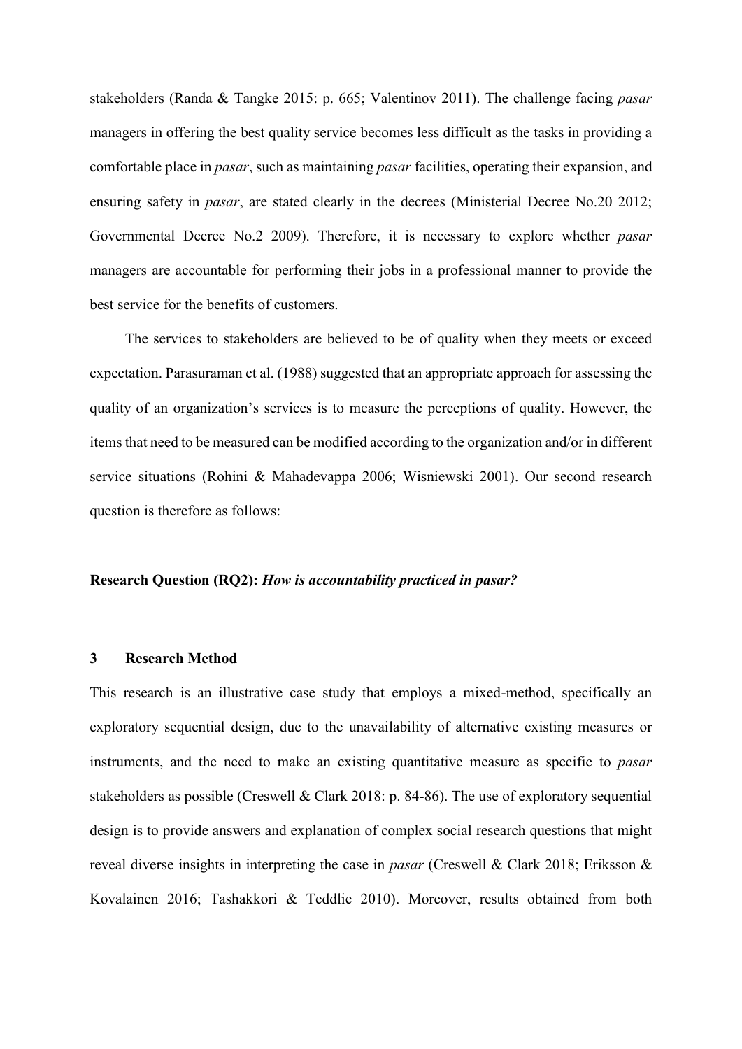stakeholders (Randa & Tangke 2015: p. 665; Valentinov 2011). The challenge facing *pasar* managers in offering the best quality service becomes less difficult as the tasks in providing a comfortable place in *pasar*, such as maintaining *pasar* facilities, operating their expansion, and ensuring safety in *pasar*, are stated clearly in the decrees (Ministerial Decree No.20 2012; Governmental Decree No.2 2009). Therefore, it is necessary to explore whether *pasar* managers are accountable for performing their jobs in a professional manner to provide the best service for the benefits of customers.

The services to stakeholders are believed to be of quality when they meets or exceed expectation. Parasuraman et al. (1988) suggested that an appropriate approach for assessing the quality of an organization's services is to measure the perceptions of quality. However, the items that need to be measured can be modified according to the organization and/or in different service situations (Rohini & Mahadevappa 2006; Wisniewski 2001). Our second research question is therefore as follows:

**Research Question (RQ2):** ***How is accountability practiced in pasar?***

## 3 Research Method

This research is an illustrative case study that employs a mixed-method, specifically an exploratory sequential design, due to the unavailability of alternative existing measures or instruments, and the need to make an existing quantitative measure as specific to *pasar* stakeholders as possible (Creswell & Clark 2018: p. 84-86). The use of exploratory sequential design is to provide answers and explanation of complex social research questions that might reveal diverse insights in interpreting the case in *pasar* (Creswell & Clark 2018; Eriksson & Kovalainen 2016; Tashakkori & Teddlie 2010). Moreover, results obtained from both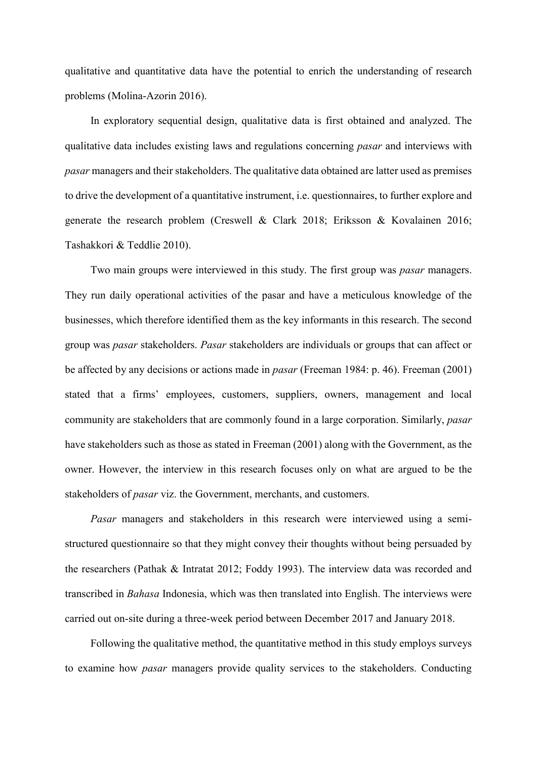qualitative and quantitative data have the potential to enrich the understanding of research problems (Molina-Azorin 2016).

In exploratory sequential design, qualitative data is first obtained and analyzed. The qualitative data includes existing laws and regulations concerning *pasar* and interviews with *pasar* managers and their stakeholders. The qualitative data obtained are latter used as premises to drive the development of a quantitative instrument, i.e. questionnaires, to further explore and generate the research problem (Creswell & Clark 2018; Eriksson & Kovalainen 2016; Tashakkori & Teddlie 2010).

Two main groups were interviewed in this study. The first group was *pasar* managers. They run daily operational activities of the pasar and have a meticulous knowledge of the businesses, which therefore identified them as the key informants in this research. The second group was *pasar* stakeholders. *Pasar* stakeholders are individuals or groups that can affect or be affected by any decisions or actions made in *pasar* (Freeman 1984: p. 46). Freeman (2001) stated that a firms' employees, customers, suppliers, owners, management and local community are stakeholders that are commonly found in a large corporation. Similarly, *pasar* have stakeholders such as those as stated in Freeman (2001) along with the Government, as the owner. However, the interview in this research focuses only on what are argued to be the stakeholders of *pasar* viz. the Government, merchants, and customers.

*Pasar* managers and stakeholders in this research were interviewed using a semi-structured questionnaire so that they might convey their thoughts without being persuaded by the researchers (Pathak & Intratat 2012; Foddy 1993). The interview data was recorded and transcribed in *Bahasa* Indonesia, which was then translated into English. The interviews were carried out on-site during a three-week period between December 2017 and January 2018.

Following the qualitative method, the quantitative method in this study employs surveys to examine how *pasar* managers provide quality services to the stakeholders. Conducting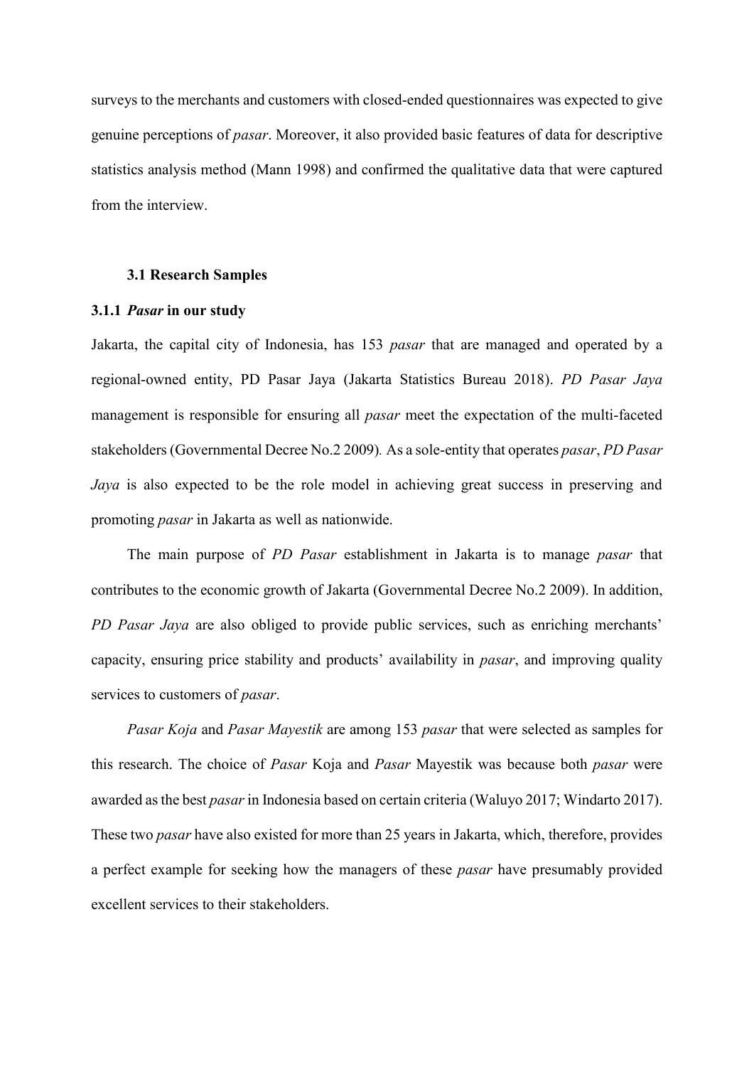surveys to the merchants and customers with closed-ended questionnaires was expected to give genuine perceptions of *pasar*. Moreover, it also provided basic features of data for descriptive statistics analysis method (Mann 1998) and confirmed the qualitative data that were captured from the interview.

### 3.1 Research Samples

#### 3.1.1 *Pasar* in our study

Jakarta, the capital city of Indonesia, has 153 *pasar* that are managed and operated by a regional-owned entity, PD Pasar Jaya (Jakarta Statistics Bureau 2018). *PD Pasar Jaya* management is responsible for ensuring all *pasar* meet the expectation of the multi-faceted stakeholders (Governmental Decree No.2 2009). As a sole-entity that operates *pasar*, *PD Pasar Jaya* is also expected to be the role model in achieving great success in preserving and promoting *pasar* in Jakarta as well as nationwide.

The main purpose of *PD Pasar* establishment in Jakarta is to manage *pasar* that contributes to the economic growth of Jakarta (Governmental Decree No.2 2009). In addition, *PD Pasar Jaya* are also obliged to provide public services, such as enriching merchants' capacity, ensuring price stability and products' availability in *pasar*, and improving quality services to customers of *pasar*.

*Pasar Koja* and *Pasar Mayestik* are among 153 *pasar* that were selected as samples for this research. The choice of *Pasar* Koja and *Pasar* Mayestik was because both *pasar* were awarded as the best *pasar* in Indonesia based on certain criteria (Waluyo 2017; Windarto 2017). These two *pasar* have also existed for more than 25 years in Jakarta, which, therefore, provides a perfect example for seeking how the managers of these *pasar* have presumably provided excellent services to their stakeholders.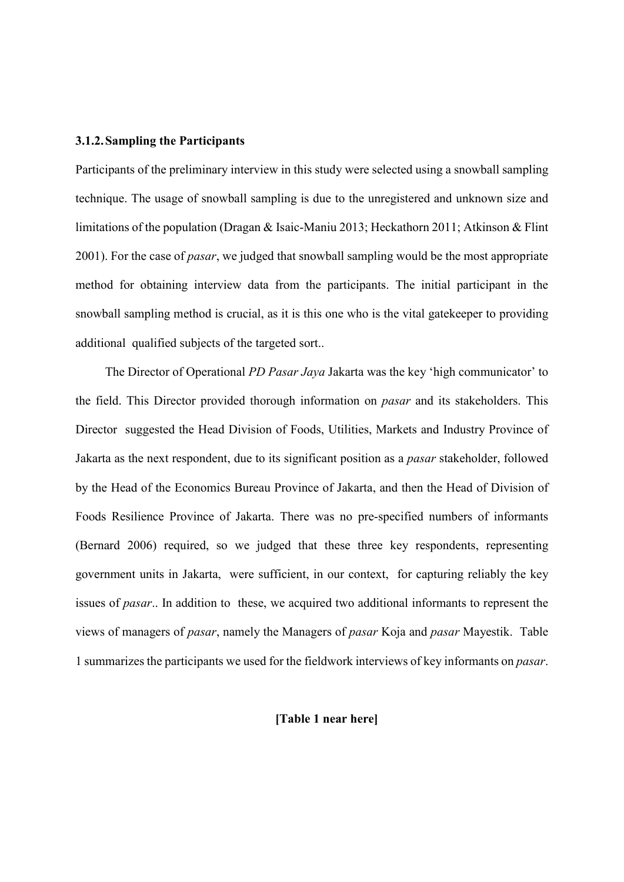### 3.1.2. Sampling the Participants

Participants of the preliminary interview in this study were selected using a snowball sampling technique. The usage of snowball sampling is due to the unregistered and unknown size and limitations of the population (Dragan & Isaic-Maniu 2013; Heckathorn 2011; Atkinson & Flint 2001). For the case of *pasar*, we judged that snowball sampling would be the most appropriate method for obtaining interview data from the participants. The initial participant in the snowball sampling method is crucial, as it is this one who is the vital gatekeeper to providing additional qualified subjects of the targeted sort..

The Director of Operational *PD Pasar Jaya* Jakarta was the key 'high communicator' to the field. This Director provided thorough information on *pasar* and its stakeholders. This Director suggested the Head Division of Foods, Utilities, Markets and Industry Province of Jakarta as the next respondent, due to its significant position as a *pasar* stakeholder, followed by the Head of the Economics Bureau Province of Jakarta, and then the Head of Division of Foods Resilience Province of Jakarta. There was no pre-specified numbers of informants (Bernard 2006) required, so we judged that these three key respondents, representing government units in Jakarta, were sufficient, in our context, for capturing reliably the key issues of *pasar*.. In addition to these, we acquired two additional informants to represent the views of managers of *pasar*, namely the Managers of *pasar* Koja and *pasar* Mayestik. Table 1 summarizes the participants we used for the fieldwork interviews of key informants on *pasar*.

**[Table 1 near here]**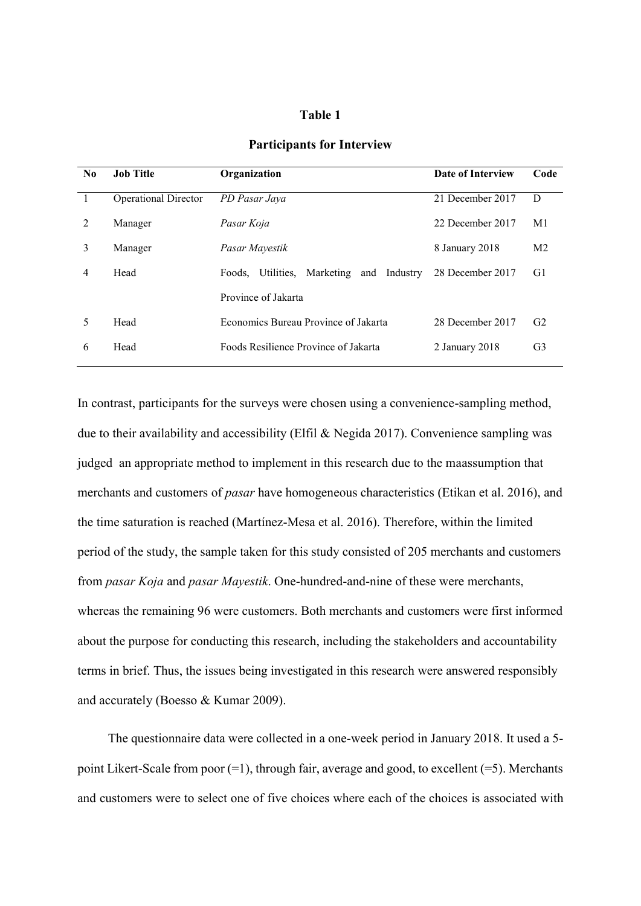**Table 1**

**Participants for Interview**

| No | Job Title | Organization | Date of Interview | Code |
|---|---|---|---|---|
| 1 | Operational Director | *PD Pasar Jaya* | 21 December 2017 | D |
| 2 | Manager | *Pasar Koja* | 22 December 2017 | M1 |
| 3 | Manager | *Pasar Mayestik* | 8 January 2018 | M2 |
| 4 | Head | Foods, Utilities, Marketing and Industry Province of Jakarta | 28 December 2017 | G1 |
| 5 | Head | Economics Bureau Province of Jakarta | 28 December 2017 | G2 |
| 6 | Head | Foods Resilience Province of Jakarta | 2 January 2018 | G3 |

In contrast, participants for the surveys were chosen using a convenience-sampling method, due to their availability and accessibility (Elfil & Negida 2017). Convenience sampling was judged an appropriate method to implement in this research due to the maassumption that merchants and customers of *pasar* have homogeneous characteristics (Etikan et al. 2016), and the time saturation is reached (Martínez-Mesa et al. 2016). Therefore, within the limited period of the study, the sample taken for this study consisted of 205 merchants and customers from *pasar Koja* and *pasar Mayestik*. One-hundred-and-nine of these were merchants, whereas the remaining 96 were customers. Both merchants and customers were first informed about the purpose for conducting this research, including the stakeholders and accountability terms in brief. Thus, the issues being investigated in this research were answered responsibly and accurately (Boesso & Kumar 2009).

The questionnaire data were collected in a one-week period in January 2018. It used a 5-point Likert-Scale from poor (=1), through fair, average and good, to excellent (=5). Merchants and customers were to select one of five choices where each of the choices is associated with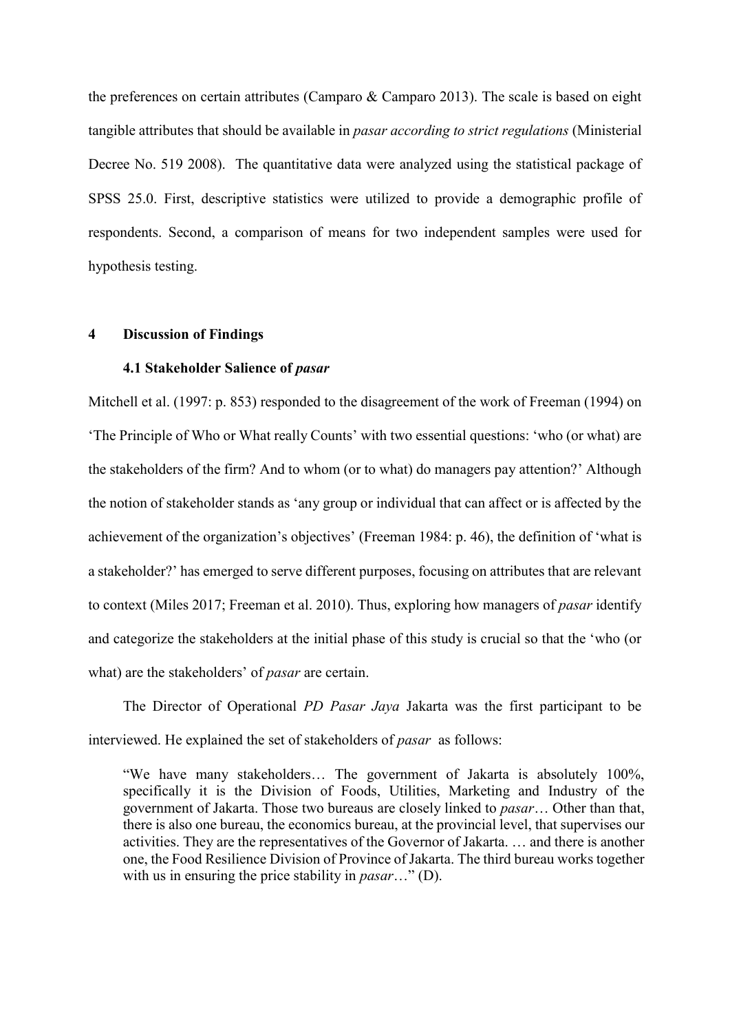the preferences on certain attributes (Camparo & Camparo 2013). The scale is based on eight tangible attributes that should be available in *pasar according to strict regulations* (Ministerial Decree No. 519 2008). The quantitative data were analyzed using the statistical package of SPSS 25.0. First, descriptive statistics were utilized to provide a demographic profile of respondents. Second, a comparison of means for two independent samples were used for hypothesis testing.

## 4 Discussion of Findings

### 4.1 Stakeholder Salience of *pasar*

Mitchell et al. (1997: p. 853) responded to the disagreement of the work of Freeman (1994) on 'The Principle of Who or What really Counts' with two essential questions: 'who (or what) are the stakeholders of the firm? And to whom (or to what) do managers pay attention?' Although the notion of stakeholder stands as 'any group or individual that can affect or is affected by the achievement of the organization's objectives' (Freeman 1984: p. 46), the definition of 'what is a stakeholder?' has emerged to serve different purposes, focusing on attributes that are relevant to context (Miles 2017; Freeman et al. 2010). Thus, exploring how managers of *pasar* identify and categorize the stakeholders at the initial phase of this study is crucial so that the 'who (or what) are the stakeholders' of *pasar* are certain.

The Director of Operational *PD Pasar Jaya* Jakarta was the first participant to be interviewed. He explained the set of stakeholders of *pasar* as follows:

> "We have many stakeholders… The government of Jakarta is absolutely 100%, specifically it is the Division of Foods, Utilities, Marketing and Industry of the government of Jakarta. Those two bureaus are closely linked to *pasar*… Other than that, there is also one bureau, the economics bureau, at the provincial level, that supervises our activities. They are the representatives of the Governor of Jakarta. … and there is another one, the Food Resilience Division of Province of Jakarta. The third bureau works together with us in ensuring the price stability in *pasar*…" (D).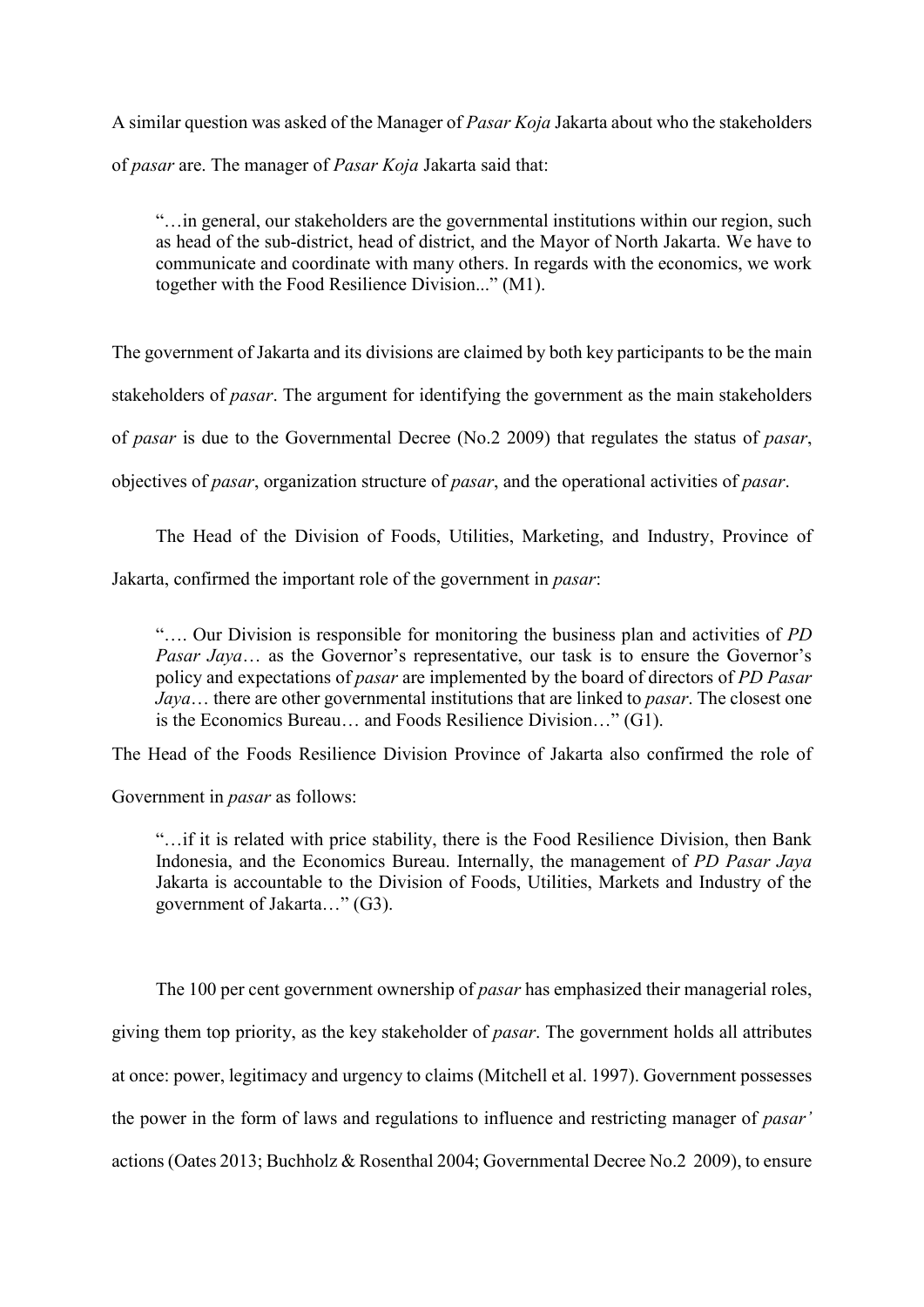A similar question was asked of the Manager of *Pasar Koja* Jakarta about who the stakeholders of *pasar* are. The manager of *Pasar Koja* Jakarta said that:

> "…in general, our stakeholders are the governmental institutions within our region, such as head of the sub-district, head of district, and the Mayor of North Jakarta. We have to communicate and coordinate with many others. In regards with the economics, we work together with the Food Resilience Division..." (M1).

The government of Jakarta and its divisions are claimed by both key participants to be the main stakeholders of *pasar*. The argument for identifying the government as the main stakeholders of *pasar* is due to the Governmental Decree (No.2 2009) that regulates the status of *pasar*, objectives of *pasar*, organization structure of *pasar*, and the operational activities of *pasar*.

The Head of the Division of Foods, Utilities, Marketing, and Industry, Province of Jakarta, confirmed the important role of the government in *pasar*:

> "…. Our Division is responsible for monitoring the business plan and activities of *PD Pasar Jaya*… as the Governor's representative, our task is to ensure the Governor's policy and expectations of *pasar* are implemented by the board of directors of *PD Pasar Jaya*… there are other governmental institutions that are linked to *pasar*. The closest one is the Economics Bureau… and Foods Resilience Division…" (G1).

The Head of the Foods Resilience Division Province of Jakarta also confirmed the role of Government in *pasar* as follows:

> "…if it is related with price stability, there is the Food Resilience Division, then Bank Indonesia, and the Economics Bureau. Internally, the management of *PD Pasar Jaya* Jakarta is accountable to the Division of Foods, Utilities, Markets and Industry of the government of Jakarta…" (G3).

The 100 per cent government ownership of *pasar* has emphasized their managerial roles, giving them top priority, as the key stakeholder of *pasar*. The government holds all attributes at once: power, legitimacy and urgency to claims (Mitchell et al. 1997). Government possesses the power in the form of laws and regulations to influence and restricting manager of *pasar'* actions (Oates 2013; Buchholz & Rosenthal 2004; Governmental Decree No.2 2009), to ensure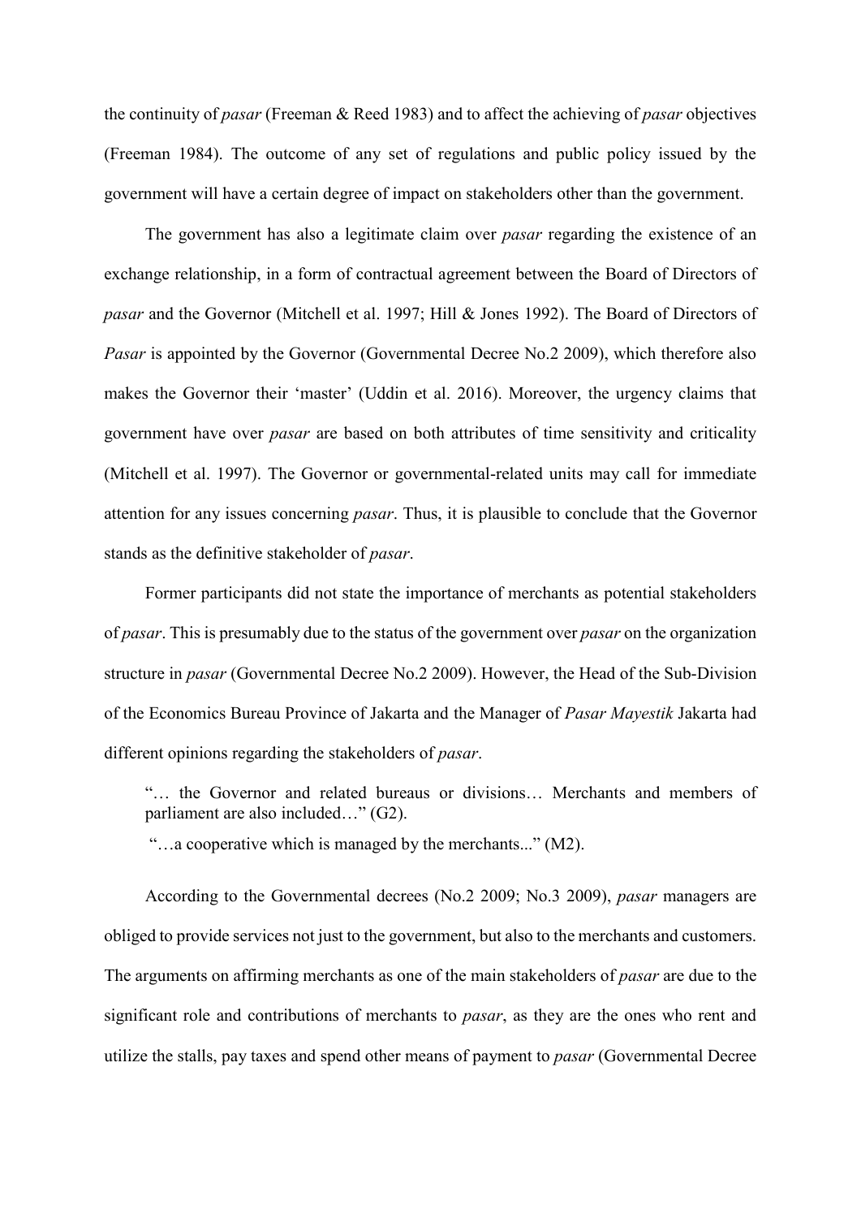the continuity of *pasar* (Freeman & Reed 1983) and to affect the achieving of *pasar* objectives (Freeman 1984). The outcome of any set of regulations and public policy issued by the government will have a certain degree of impact on stakeholders other than the government.

The government has also a legitimate claim over *pasar* regarding the existence of an exchange relationship, in a form of contractual agreement between the Board of Directors of *pasar* and the Governor (Mitchell et al. 1997; Hill & Jones 1992). The Board of Directors of *Pasar* is appointed by the Governor (Governmental Decree No.2 2009), which therefore also makes the Governor their 'master' (Uddin et al. 2016). Moreover, the urgency claims that government have over *pasar* are based on both attributes of time sensitivity and criticality (Mitchell et al. 1997). The Governor or governmental-related units may call for immediate attention for any issues concerning *pasar*. Thus, it is plausible to conclude that the Governor stands as the definitive stakeholder of *pasar*.

Former participants did not state the importance of merchants as potential stakeholders of *pasar*. This is presumably due to the status of the government over *pasar* on the organization structure in *pasar* (Governmental Decree No.2 2009). However, the Head of the Sub-Division of the Economics Bureau Province of Jakarta and the Manager of *Pasar Mayestik* Jakarta had different opinions regarding the stakeholders of *pasar*.

> "… the Governor and related bureaus or divisions… Merchants and members of parliament are also included…" (G2).
>
> "…a cooperative which is managed by the merchants..." (M2).

According to the Governmental decrees (No.2 2009; No.3 2009), *pasar* managers are obliged to provide services not just to the government, but also to the merchants and customers. The arguments on affirming merchants as one of the main stakeholders of *pasar* are due to the significant role and contributions of merchants to *pasar*, as they are the ones who rent and utilize the stalls, pay taxes and spend other means of payment to *pasar* (Governmental Decree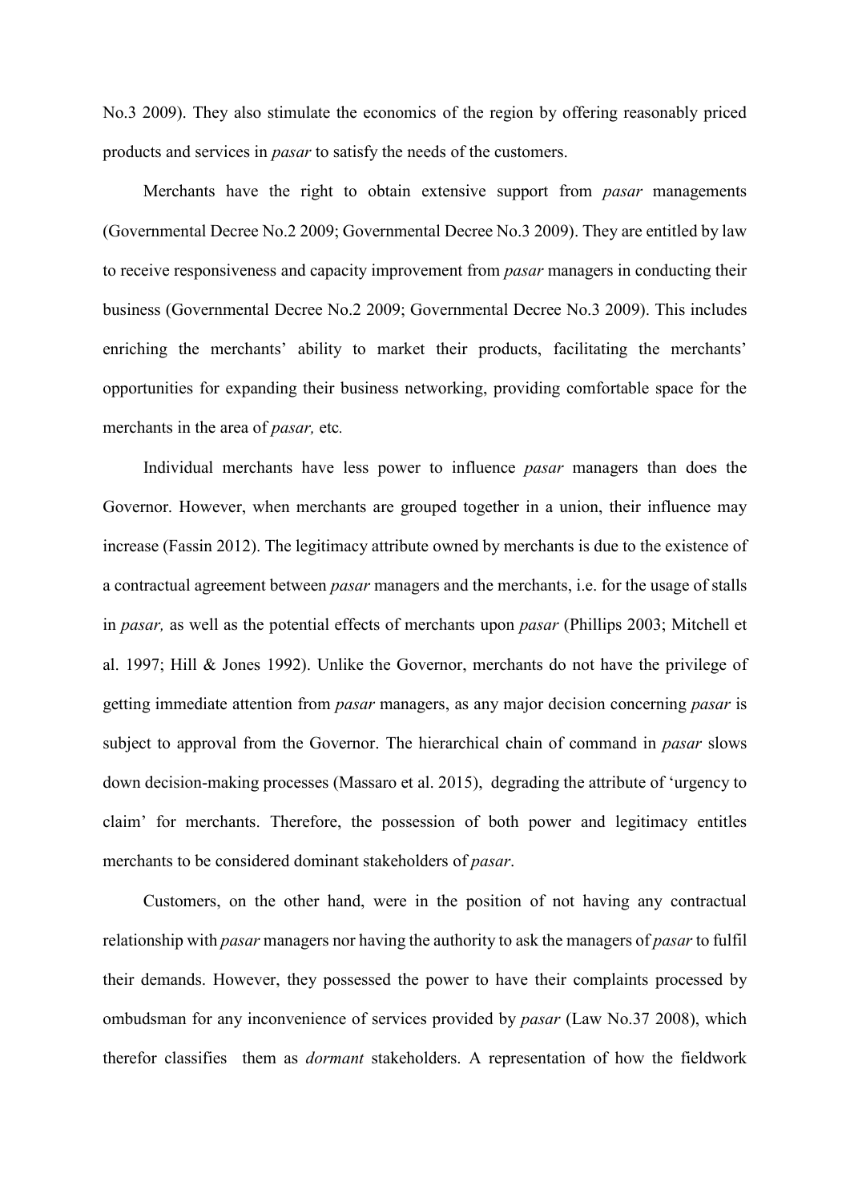No.3 2009). They also stimulate the economics of the region by offering reasonably priced products and services in *pasar* to satisfy the needs of the customers.

Merchants have the right to obtain extensive support from *pasar* managements (Governmental Decree No.2 2009; Governmental Decree No.3 2009). They are entitled by law to receive responsiveness and capacity improvement from *pasar* managers in conducting their business (Governmental Decree No.2 2009; Governmental Decree No.3 2009). This includes enriching the merchants' ability to market their products, facilitating the merchants' opportunities for expanding their business networking, providing comfortable space for the merchants in the area of *pasar,* etc.

Individual merchants have less power to influence *pasar* managers than does the Governor. However, when merchants are grouped together in a union, their influence may increase (Fassin 2012). The legitimacy attribute owned by merchants is due to the existence of a contractual agreement between *pasar* managers and the merchants, i.e. for the usage of stalls in *pasar,* as well as the potential effects of merchants upon *pasar* (Phillips 2003; Mitchell et al. 1997; Hill & Jones 1992). Unlike the Governor, merchants do not have the privilege of getting immediate attention from *pasar* managers, as any major decision concerning *pasar* is subject to approval from the Governor. The hierarchical chain of command in *pasar* slows down decision-making processes (Massaro et al. 2015), degrading the attribute of 'urgency to claim' for merchants. Therefore, the possession of both power and legitimacy entitles merchants to be considered dominant stakeholders of *pasar*.

Customers, on the other hand, were in the position of not having any contractual relationship with *pasar* managers nor having the authority to ask the managers of *pasar* to fulfil their demands. However, they possessed the power to have their complaints processed by ombudsman for any inconvenience of services provided by *pasar* (Law No.37 2008), which therefor classifies them as *dormant* stakeholders. A representation of how the fieldwork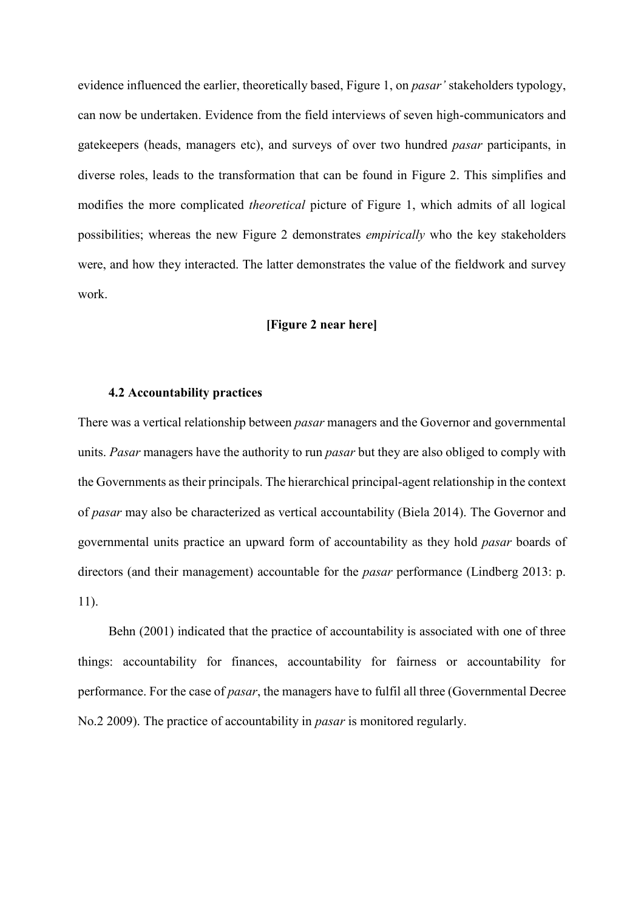evidence influenced the earlier, theoretically based, Figure 1, on *pasar'* stakeholders typology, can now be undertaken. Evidence from the field interviews of seven high-communicators and gatekeepers (heads, managers etc), and surveys of over two hundred *pasar* participants, in diverse roles, leads to the transformation that can be found in Figure 2. This simplifies and modifies the more complicated *theoretical* picture of Figure 1, which admits of all logical possibilities; whereas the new Figure 2 demonstrates *empirically* who the key stakeholders were, and how they interacted. The latter demonstrates the value of the fieldwork and survey work.

**[Figure 2 near here]**

### 4.2 Accountability practices

There was a vertical relationship between *pasar* managers and the Governor and governmental units. *Pasar* managers have the authority to run *pasar* but they are also obliged to comply with the Governments as their principals. The hierarchical principal-agent relationship in the context of *pasar* may also be characterized as vertical accountability (Biela 2014). The Governor and governmental units practice an upward form of accountability as they hold *pasar* boards of directors (and their management) accountable for the *pasar* performance (Lindberg 2013: p. 11).

Behn (2001) indicated that the practice of accountability is associated with one of three things: accountability for finances, accountability for fairness or accountability for performance. For the case of *pasar*, the managers have to fulfil all three (Governmental Decree No.2 2009). The practice of accountability in *pasar* is monitored regularly.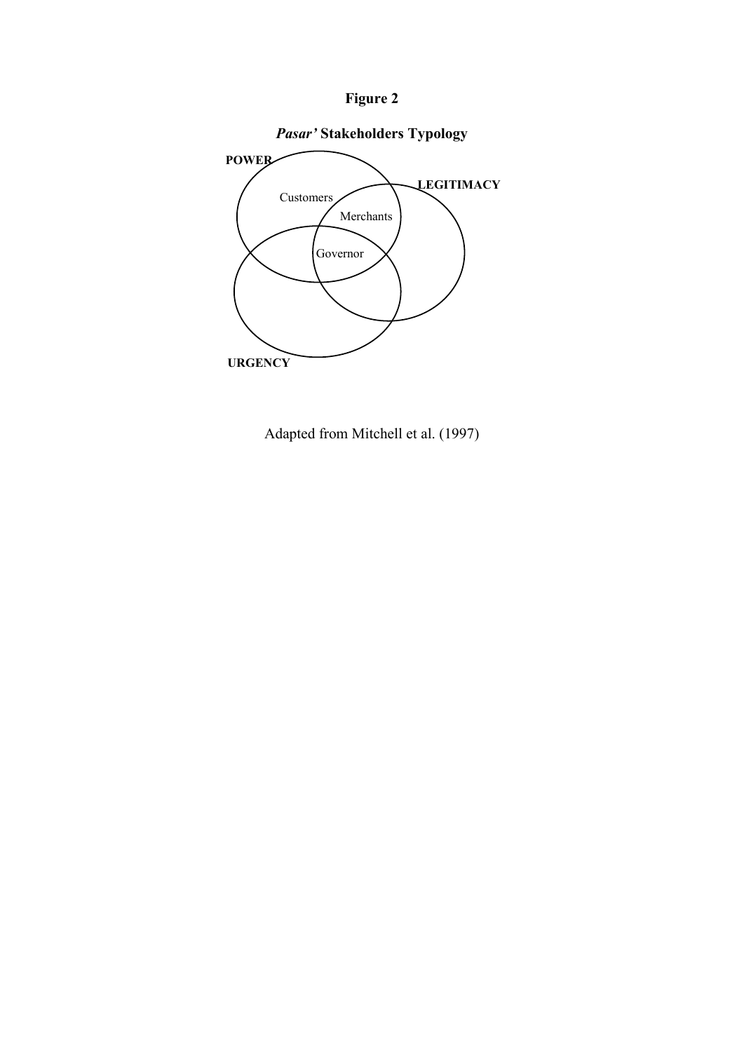**Figure 2**

***Pasar'* Stakeholders Typology**

POWER

LEGITIMACY

URGENCY

Customers

Merchants

Governor

Adapted from Mitchell et al. (1997)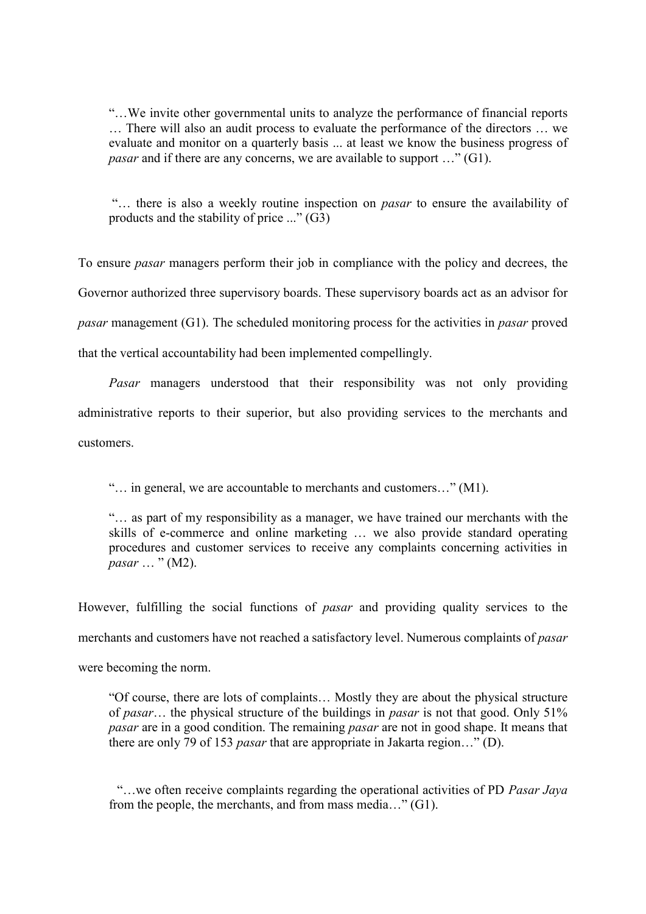> "…We invite other governmental units to analyze the performance of financial reports … There will also an audit process to evaluate the performance of the directors … we evaluate and monitor on a quarterly basis ... at least we know the business progress of *pasar* and if there are any concerns, we are available to support …" (G1).

> "… there is also a weekly routine inspection on *pasar* to ensure the availability of products and the stability of price ..." (G3)

To ensure *pasar* managers perform their job in compliance with the policy and decrees, the Governor authorized three supervisory boards. These supervisory boards act as an advisor for *pasar* management (G1). The scheduled monitoring process for the activities in *pasar* proved that the vertical accountability had been implemented compellingly.

*Pasar* managers understood that their responsibility was not only providing administrative reports to their superior, but also providing services to the merchants and customers.

> "… in general, we are accountable to merchants and customers…" (M1).

> "… as part of my responsibility as a manager, we have trained our merchants with the skills of e-commerce and online marketing … we also provide standard operating procedures and customer services to receive any complaints concerning activities in *pasar* … " (M2).

However, fulfilling the social functions of *pasar* and providing quality services to the merchants and customers have not reached a satisfactory level. Numerous complaints of *pasar* were becoming the norm.

> "Of course, there are lots of complaints… Mostly they are about the physical structure of *pasar*… the physical structure of the buildings in *pasar* is not that good. Only 51% *pasar* are in a good condition. The remaining *pasar* are not in good shape. It means that there are only 79 of 153 *pasar* that are appropriate in Jakarta region…" (D).

> "…we often receive complaints regarding the operational activities of PD *Pasar Jaya* from the people, the merchants, and from mass media…" (G1).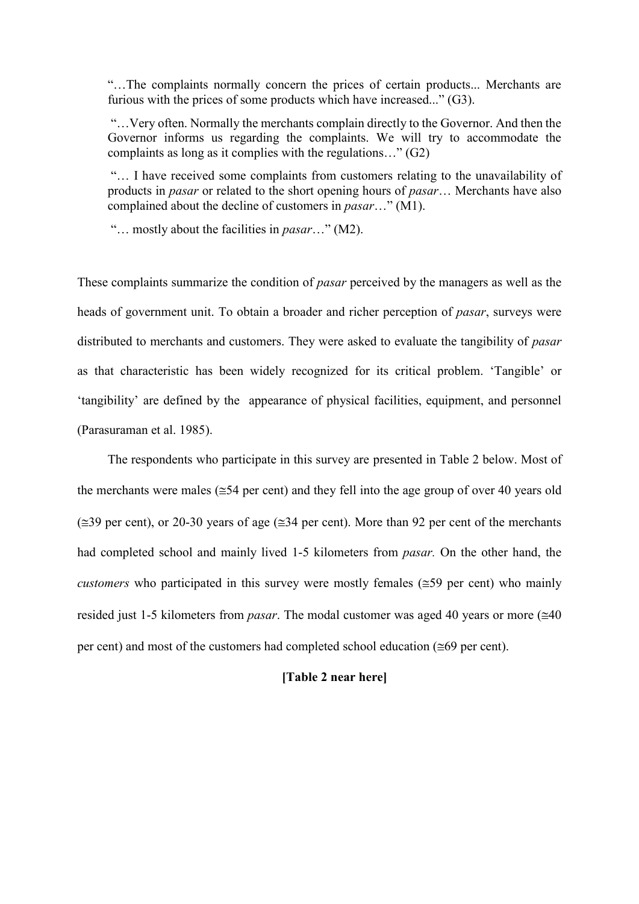> "…The complaints normally concern the prices of certain products... Merchants are furious with the prices of some products which have increased..." (G3).
>
> "…Very often. Normally the merchants complain directly to the Governor. And then the Governor informs us regarding the complaints. We will try to accommodate the complaints as long as it complies with the regulations…" (G2)
>
> "… I have received some complaints from customers relating to the unavailability of products in *pasar* or related to the short opening hours of *pasar*… Merchants have also complained about the decline of customers in *pasar*…" (M1).
>
> "… mostly about the facilities in *pasar*…" (M2).

These complaints summarize the condition of *pasar* perceived by the managers as well as the heads of government unit. To obtain a broader and richer perception of *pasar*, surveys were distributed to merchants and customers. They were asked to evaluate the tangibility of *pasar* as that characteristic has been widely recognized for its critical problem. 'Tangible' or 'tangibility' are defined by the appearance of physical facilities, equipment, and personnel (Parasuraman et al. 1985).

The respondents who participate in this survey are presented in Table 2 below. Most of the merchants were males (≅54 per cent) and they fell into the age group of over 40 years old (≅39 per cent), or 20-30 years of age (≅34 per cent). More than 92 per cent of the merchants had completed school and mainly lived 1-5 kilometers from *pasar.* On the other hand, the *customers* who participated in this survey were mostly females (≅59 per cent) who mainly resided just 1-5 kilometers from *pasar*. The modal customer was aged 40 years or more (≅40 per cent) and most of the customers had completed school education (≅69 per cent).

**[Table 2 near here]**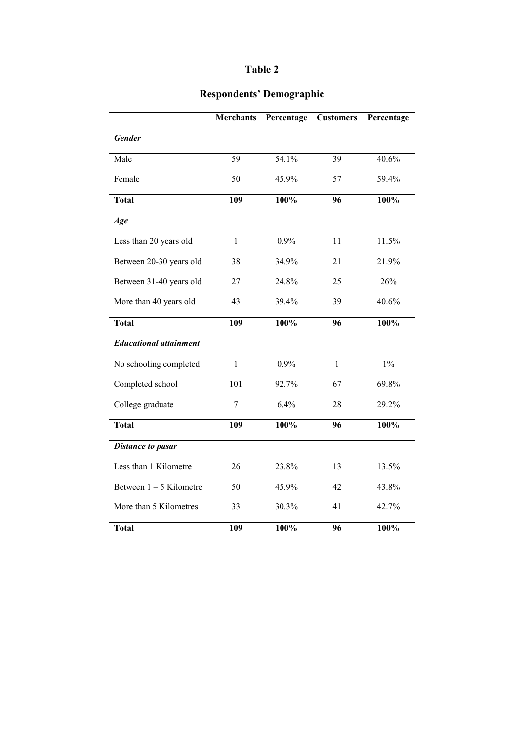**Table 2**

**Respondents' Demographic**

| | **Merchants** | **Percentage** | **Customers** | **Percentage** |
|---|---|---|---|---|
| ***Gender*** | | | | |
| Male | 59 | 54.1% | 39 | 40.6% |
| Female | 50 | 45.9% | 57 | 59.4% |
| **Total** | **109** | **100%** | **96** | **100%** |
| ***Age*** | | | | |
| Less than 20 years old | 1 | 0.9% | 11 | 11.5% |
| Between 20-30 years old | 38 | 34.9% | 21 | 21.9% |
| Between 31-40 years old | 27 | 24.8% | 25 | 26% |
| More than 40 years old | 43 | 39.4% | 39 | 40.6% |
| **Total** | **109** | **100%** | **96** | **100%** |
| ***Educational attainment*** | | | | |
| No schooling completed | 1 | 0.9% | 1 | 1% |
| Completed school | 101 | 92.7% | 67 | 69.8% |
| College graduate | 7 | 6.4% | 28 | 29.2% |
| **Total** | **109** | **100%** | **96** | **100%** |
| ***Distance to pasar*** | | | | |
| Less than 1 Kilometre | 26 | 23.8% | 13 | 13.5% |
| Between 1 – 5 Kilometre | 50 | 45.9% | 42 | 43.8% |
| More than 5 Kilometres | 33 | 30.3% | 41 | 42.7% |
| **Total** | **109** | **100%** | **96** | **100%** |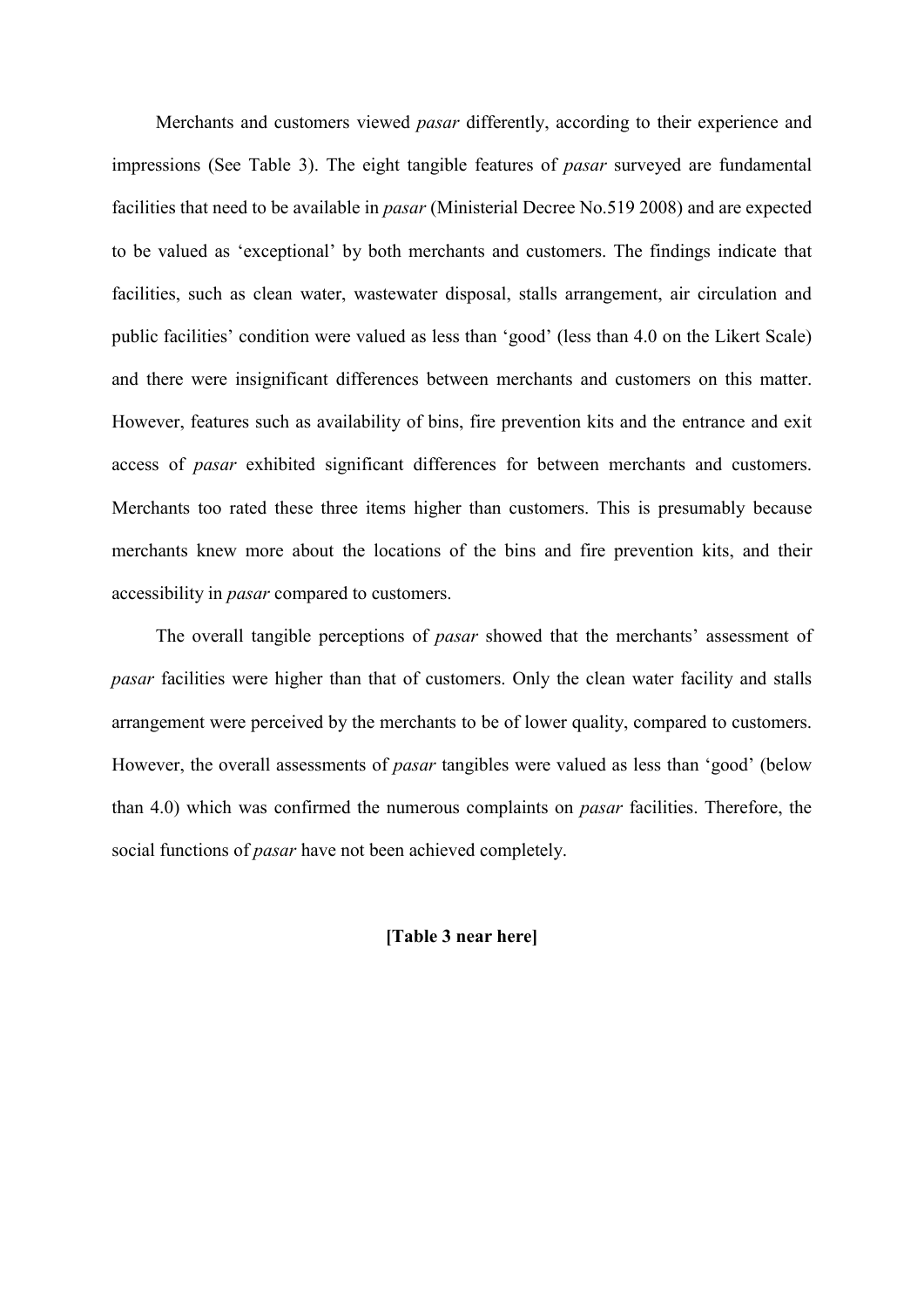Merchants and customers viewed *pasar* differently, according to their experience and impressions (See Table 3). The eight tangible features of *pasar* surveyed are fundamental facilities that need to be available in *pasar* (Ministerial Decree No.519 2008) and are expected to be valued as 'exceptional' by both merchants and customers. The findings indicate that facilities, such as clean water, wastewater disposal, stalls arrangement, air circulation and public facilities' condition were valued as less than 'good' (less than 4.0 on the Likert Scale) and there were insignificant differences between merchants and customers on this matter. However, features such as availability of bins, fire prevention kits and the entrance and exit access of *pasar* exhibited significant differences for between merchants and customers. Merchants too rated these three items higher than customers. This is presumably because merchants knew more about the locations of the bins and fire prevention kits, and their accessibility in *pasar* compared to customers.

The overall tangible perceptions of *pasar* showed that the merchants' assessment of *pasar* facilities were higher than that of customers. Only the clean water facility and stalls arrangement were perceived by the merchants to be of lower quality, compared to customers. However, the overall assessments of *pasar* tangibles were valued as less than 'good' (below than 4.0) which was confirmed the numerous complaints on *pasar* facilities. Therefore, the social functions of *pasar* have not been achieved completely.

**[Table 3 near here]**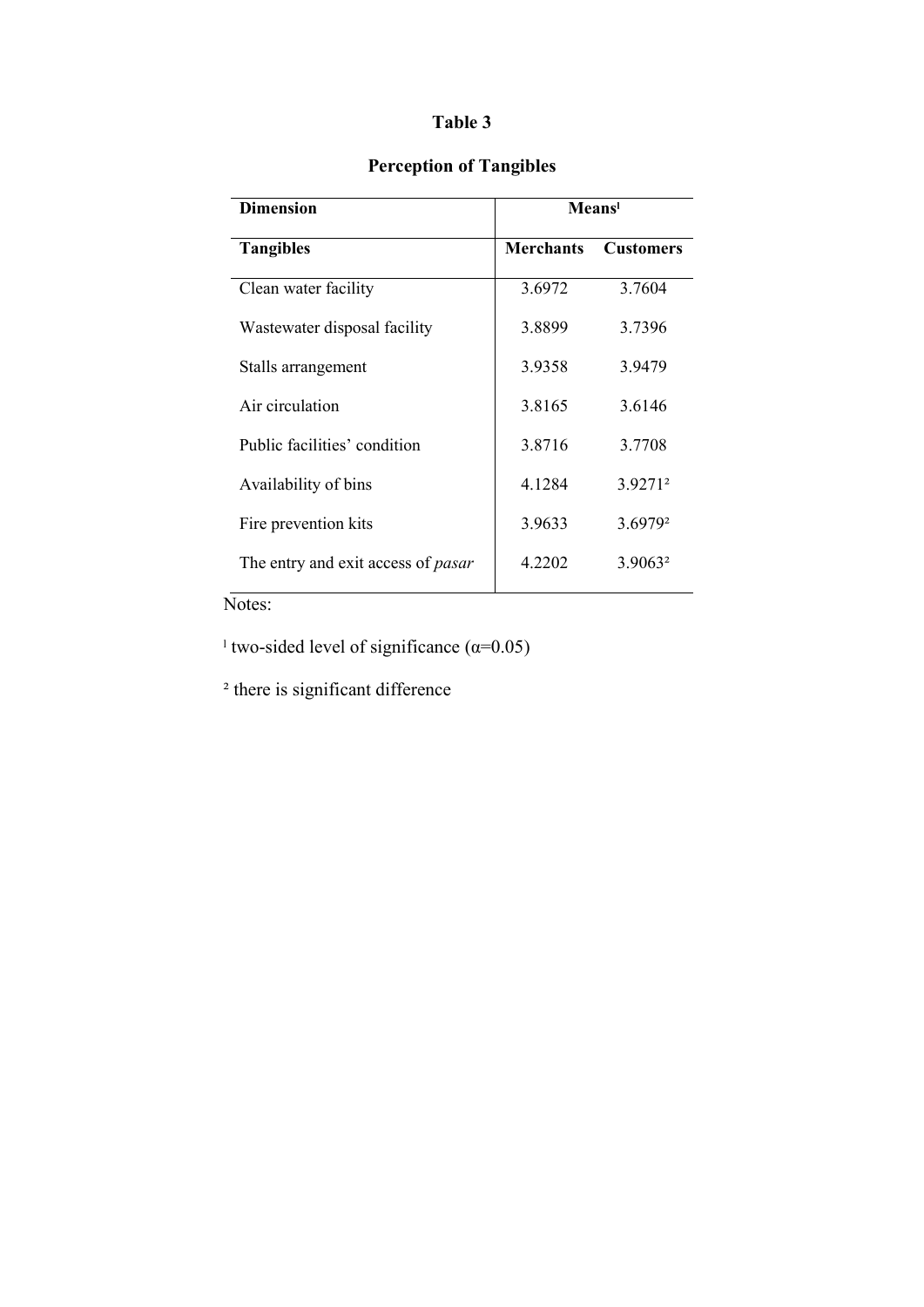**Table 3**

**Perception of Tangibles**

| Dimension | Means[1] | |
|---|---|---|
| **Tangibles** | **Merchants** | **Customers** |
| Clean water facility | 3.6972 | 3.7604 |
| Wastewater disposal facility | 3.8899 | 3.7396 |
| Stalls arrangement | 3.9358 | 3.9479 |
| Air circulation | 3.8165 | 3.6146 |
| Public facilities' condition | 3.8716 | 3.7708 |
| Availability of bins | 4.1284 | 3.9271[2] |
| Fire prevention kits | 3.9633 | 3.6979[2] |
| The entry and exit access of *pasar* | 4.2202 | 3.9063[2] |

Notes:

[1] two-sided level of significance ($\alpha$=0.05)

[2] there is significant difference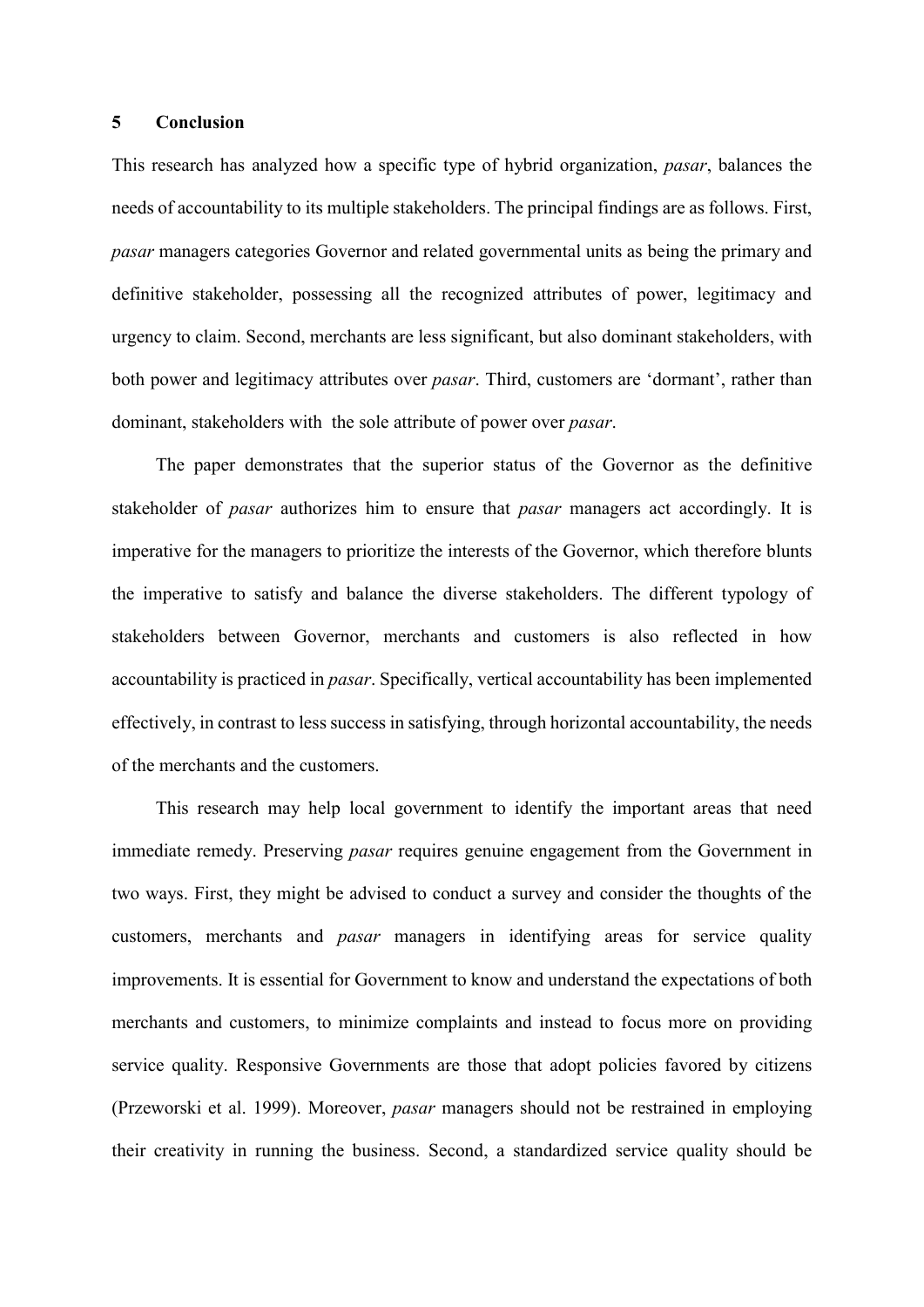## 5 Conclusion

This research has analyzed how a specific type of hybrid organization, *pasar*, balances the needs of accountability to its multiple stakeholders. The principal findings are as follows. First, *pasar* managers categories Governor and related governmental units as being the primary and definitive stakeholder, possessing all the recognized attributes of power, legitimacy and urgency to claim. Second, merchants are less significant, but also dominant stakeholders, with both power and legitimacy attributes over *pasar*. Third, customers are 'dormant', rather than dominant, stakeholders with the sole attribute of power over *pasar*.

The paper demonstrates that the superior status of the Governor as the definitive stakeholder of *pasar* authorizes him to ensure that *pasar* managers act accordingly. It is imperative for the managers to prioritize the interests of the Governor, which therefore blunts the imperative to satisfy and balance the diverse stakeholders. The different typology of stakeholders between Governor, merchants and customers is also reflected in how accountability is practiced in *pasar*. Specifically, vertical accountability has been implemented effectively, in contrast to less success in satisfying, through horizontal accountability, the needs of the merchants and the customers.

This research may help local government to identify the important areas that need immediate remedy. Preserving *pasar* requires genuine engagement from the Government in two ways. First, they might be advised to conduct a survey and consider the thoughts of the customers, merchants and *pasar* managers in identifying areas for service quality improvements. It is essential for Government to know and understand the expectations of both merchants and customers, to minimize complaints and instead to focus more on providing service quality. Responsive Governments are those that adopt policies favored by citizens (Przeworski et al. 1999). Moreover, *pasar* managers should not be restrained in employing their creativity in running the business. Second, a standardized service quality should be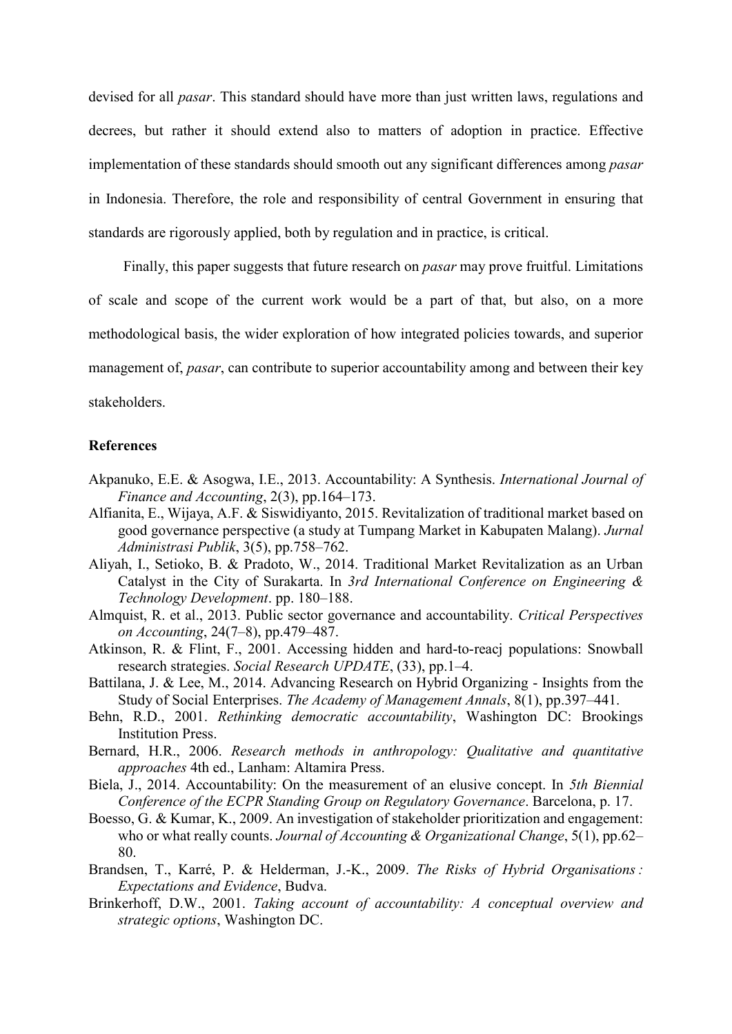devised for all *pasar*. This standard should have more than just written laws, regulations and decrees, but rather it should extend also to matters of adoption in practice. Effective implementation of these standards should smooth out any significant differences among *pasar* in Indonesia. Therefore, the role and responsibility of central Government in ensuring that standards are rigorously applied, both by regulation and in practice, is critical.

Finally, this paper suggests that future research on *pasar* may prove fruitful. Limitations of scale and scope of the current work would be a part of that, but also, on a more methodological basis, the wider exploration of how integrated policies towards, and superior management of, *pasar*, can contribute to superior accountability among and between their key stakeholders.

**References**

Akpanuko, E.E. & Asogwa, I.E., 2013. Accountability: A Synthesis. *International Journal of Finance and Accounting*, 2(3), pp.164–173.

Alfianita, E., Wijaya, A.F. & Siswidiyanto, 2015. Revitalization of traditional market based on good governance perspective (a study at Tumpang Market in Kabupaten Malang). *Jurnal Administrasi Publik*, 3(5), pp.758–762.

Aliyah, I., Setioko, B. & Pradoto, W., 2014. Traditional Market Revitalization as an Urban Catalyst in the City of Surakarta. In *3rd International Conference on Engineering & Technology Development*. pp. 180–188.

Almquist, R. et al., 2013. Public sector governance and accountability. *Critical Perspectives on Accounting*, 24(7–8), pp.479–487.

Atkinson, R. & Flint, F., 2001. Accessing hidden and hard-to-reacj populations: Snowball research strategies. *Social Research UPDATE*, (33), pp.1–4.

Battilana, J. & Lee, M., 2014. Advancing Research on Hybrid Organizing - Insights from the Study of Social Enterprises. *The Academy of Management Annals*, 8(1), pp.397–441.

Behn, R.D., 2001. *Rethinking democratic accountability*, Washington DC: Brookings Institution Press.

Bernard, H.R., 2006. *Research methods in anthropology: Qualitative and quantitative approaches* 4th ed., Lanham: Altamira Press.

Biela, J., 2014. Accountability: On the measurement of an elusive concept. In *5th Biennial Conference of the ECPR Standing Group on Regulatory Governance*. Barcelona, p. 17.

Boesso, G. & Kumar, K., 2009. An investigation of stakeholder prioritization and engagement: who or what really counts. *Journal of Accounting & Organizational Change*, 5(1), pp.62–80.

Brandsen, T., Karré, P. & Helderman, J.-K., 2009. *The Risks of Hybrid Organisations : Expectations and Evidence*, Budva.

Brinkerhoff, D.W., 2001. *Taking account of accountability: A conceptual overview and strategic options*, Washington DC.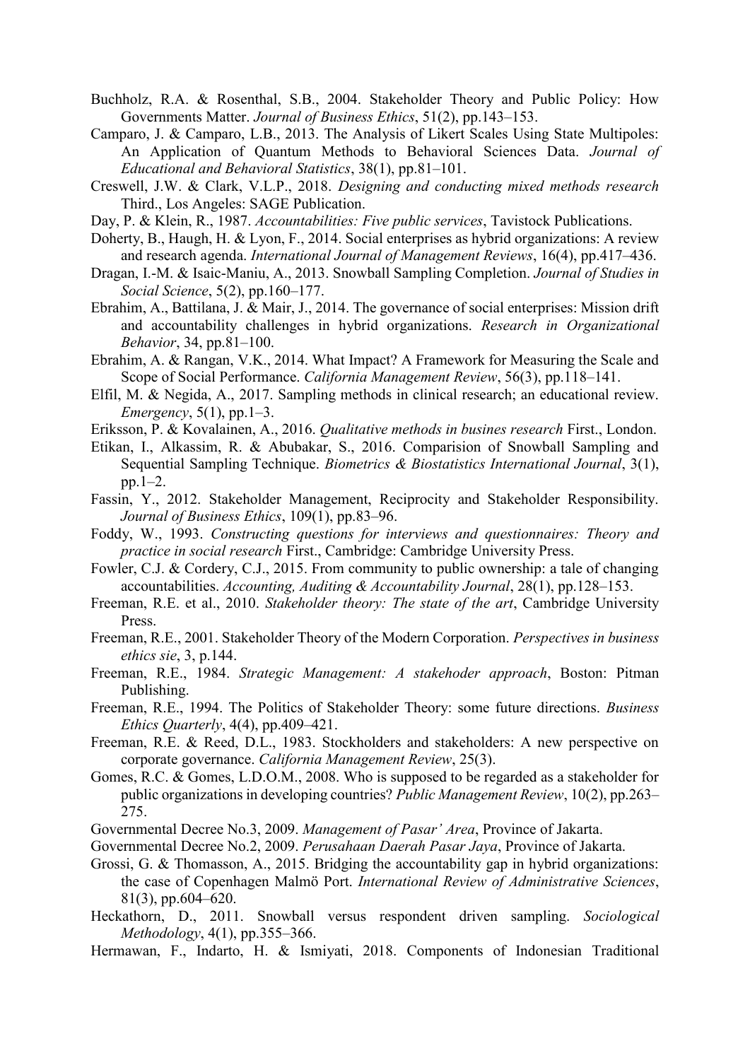Buchholz, R.A. & Rosenthal, S.B., 2004. Stakeholder Theory and Public Policy: How Governments Matter. *Journal of Business Ethics*, 51(2), pp.143–153.

Camparo, J. & Camparo, L.B., 2013. The Analysis of Likert Scales Using State Multipoles: An Application of Quantum Methods to Behavioral Sciences Data. *Journal of Educational and Behavioral Statistics*, 38(1), pp.81–101.

Creswell, J.W. & Clark, V.L.P., 2018. *Designing and conducting mixed methods research* Third., Los Angeles: SAGE Publication.

Day, P. & Klein, R., 1987. *Accountabilities: Five public services*, Tavistock Publications.

Doherty, B., Haugh, H. & Lyon, F., 2014. Social enterprises as hybrid organizations: A review and research agenda. *International Journal of Management Reviews*, 16(4), pp.417–436.

Dragan, I.-M. & Isaic-Maniu, A., 2013. Snowball Sampling Completion. *Journal of Studies in Social Science*, 5(2), pp.160–177.

Ebrahim, A., Battilana, J. & Mair, J., 2014. The governance of social enterprises: Mission drift and accountability challenges in hybrid organizations. *Research in Organizational Behavior*, 34, pp.81–100.

Ebrahim, A. & Rangan, V.K., 2014. What Impact? A Framework for Measuring the Scale and Scope of Social Performance. *California Management Review*, 56(3), pp.118–141.

Elfil, M. & Negida, A., 2017. Sampling methods in clinical research; an educational review. *Emergency*, 5(1), pp.1–3.

Eriksson, P. & Kovalainen, A., 2016. *Qualitative methods in busines research* First., London.

Etikan, I., Alkassim, R. & Abubakar, S., 2016. Comparision of Snowball Sampling and Sequential Sampling Technique. *Biometrics & Biostatistics International Journal*, 3(1), pp.1–2.

Fassin, Y., 2012. Stakeholder Management, Reciprocity and Stakeholder Responsibility. *Journal of Business Ethics*, 109(1), pp.83–96.

Foddy, W., 1993. *Constructing questions for interviews and questionnaires: Theory and practice in social research* First., Cambridge: Cambridge University Press.

Fowler, C.J. & Cordery, C.J., 2015. From community to public ownership: a tale of changing accountabilities. *Accounting, Auditing & Accountability Journal*, 28(1), pp.128–153.

Freeman, R.E. et al., 2010. *Stakeholder theory: The state of the art*, Cambridge University Press.

Freeman, R.E., 2001. Stakeholder Theory of the Modern Corporation. *Perspectives in business ethics sie*, 3, p.144.

Freeman, R.E., 1984. *Strategic Management: A stakehoder approach*, Boston: Pitman Publishing.

Freeman, R.E., 1994. The Politics of Stakeholder Theory: some future directions. *Business Ethics Quarterly*, 4(4), pp.409–421.

Freeman, R.E. & Reed, D.L., 1983. Stockholders and stakeholders: A new perspective on corporate governance. *California Management Review*, 25(3).

Gomes, R.C. & Gomes, L.D.O.M., 2008. Who is supposed to be regarded as a stakeholder for public organizations in developing countries? *Public Management Review*, 10(2), pp.263–275.

Governmental Decree No.3, 2009. *Management of Pasar' Area*, Province of Jakarta.

Governmental Decree No.2, 2009. *Perusahaan Daerah Pasar Jaya*, Province of Jakarta.

Grossi, G. & Thomasson, A., 2015. Bridging the accountability gap in hybrid organizations: the case of Copenhagen Malmö Port. *International Review of Administrative Sciences*, 81(3), pp.604–620.

Heckathorn, D., 2011. Snowball versus respondent driven sampling. *Sociological Methodology*, 4(1), pp.355–366.

Hermawan, F., Indarto, H. & Ismiyati, 2018. Components of Indonesian Traditional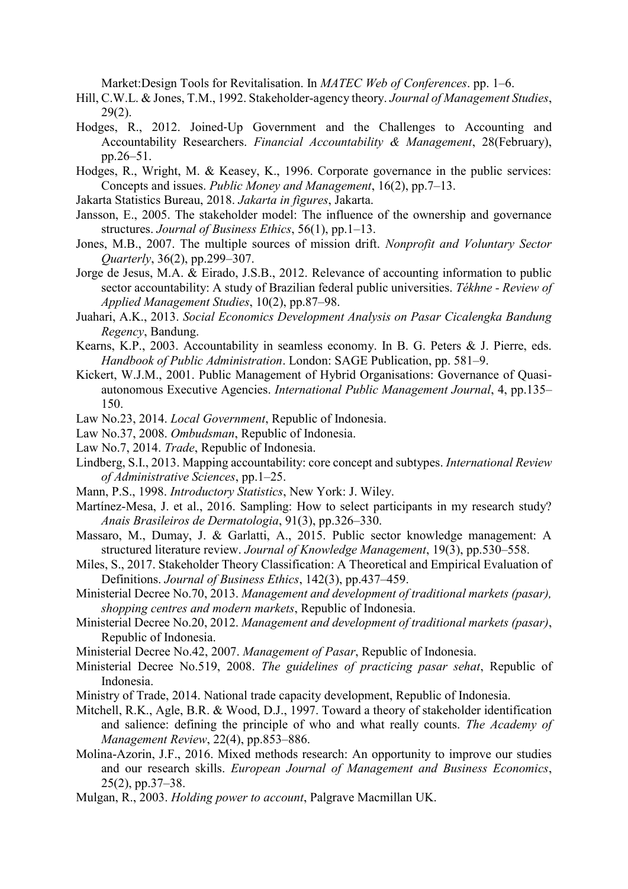Market:Design Tools for Revitalisation. In *MATEC Web of Conferences*. pp. 1–6.

Hill, C.W.L. & Jones, T.M., 1992. Stakeholder-agency theory. *Journal of Management Studies*, 29(2).

Hodges, R., 2012. Joined-Up Government and the Challenges to Accounting and Accountability Researchers. *Financial Accountability & Management*, 28(February), pp.26–51.

Hodges, R., Wright, M. & Keasey, K., 1996. Corporate governance in the public services: Concepts and issues. *Public Money and Management*, 16(2), pp.7–13.

Jakarta Statistics Bureau, 2018. *Jakarta in figures*, Jakarta.

Jansson, E., 2005. The stakeholder model: The influence of the ownership and governance structures. *Journal of Business Ethics*, 56(1), pp.1–13.

Jones, M.B., 2007. The multiple sources of mission drift. *Nonprofit and Voluntary Sector Quarterly*, 36(2), pp.299–307.

Jorge de Jesus, M.A. & Eirado, J.S.B., 2012. Relevance of accounting information to public sector accountability: A study of Brazilian federal public universities. *Tékhne - Review of Applied Management Studies*, 10(2), pp.87–98.

Juahari, A.K., 2013. *Social Economics Development Analysis on Pasar Cicalengka Bandung Regency*, Bandung.

Kearns, K.P., 2003. Accountability in seamless economy. In B. G. Peters & J. Pierre, eds. *Handbook of Public Administration*. London: SAGE Publication, pp. 581–9.

Kickert, W.J.M., 2001. Public Management of Hybrid Organisations: Governance of Quasi-autonomous Executive Agencies. *International Public Management Journal*, 4, pp.135–150.

Law No.23, 2014. *Local Government*, Republic of Indonesia.

Law No.37, 2008. *Ombudsman*, Republic of Indonesia.

Law No.7, 2014. *Trade*, Republic of Indonesia.

Lindberg, S.I., 2013. Mapping accountability: core concept and subtypes. *International Review of Administrative Sciences*, pp.1–25.

Mann, P.S., 1998. *Introductory Statistics*, New York: J. Wiley.

Martínez-Mesa, J. et al., 2016. Sampling: How to select participants in my research study? *Anais Brasileiros de Dermatologia*, 91(3), pp.326–330.

Massaro, M., Dumay, J. & Garlatti, A., 2015. Public sector knowledge management: A structured literature review. *Journal of Knowledge Management*, 19(3), pp.530–558.

Miles, S., 2017. Stakeholder Theory Classification: A Theoretical and Empirical Evaluation of Definitions. *Journal of Business Ethics*, 142(3), pp.437–459.

Ministerial Decree No.70, 2013. *Management and development of traditional markets (pasar), shopping centres and modern markets*, Republic of Indonesia.

Ministerial Decree No.20, 2012. *Management and development of traditional markets (pasar)*, Republic of Indonesia.

Ministerial Decree No.42, 2007. *Management of Pasar*, Republic of Indonesia.

Ministerial Decree No.519, 2008. *The guidelines of practicing pasar sehat*, Republic of Indonesia.

Ministry of Trade, 2014. National trade capacity development, Republic of Indonesia.

Mitchell, R.K., Agle, B.R. & Wood, D.J., 1997. Toward a theory of stakeholder identification and salience: defining the principle of who and what really counts. *The Academy of Management Review*, 22(4), pp.853–886.

Molina-Azorin, J.F., 2016. Mixed methods research: An opportunity to improve our studies and our research skills. *European Journal of Management and Business Economics*, 25(2), pp.37–38.

Mulgan, R., 2003. *Holding power to account*, Palgrave Macmillan UK.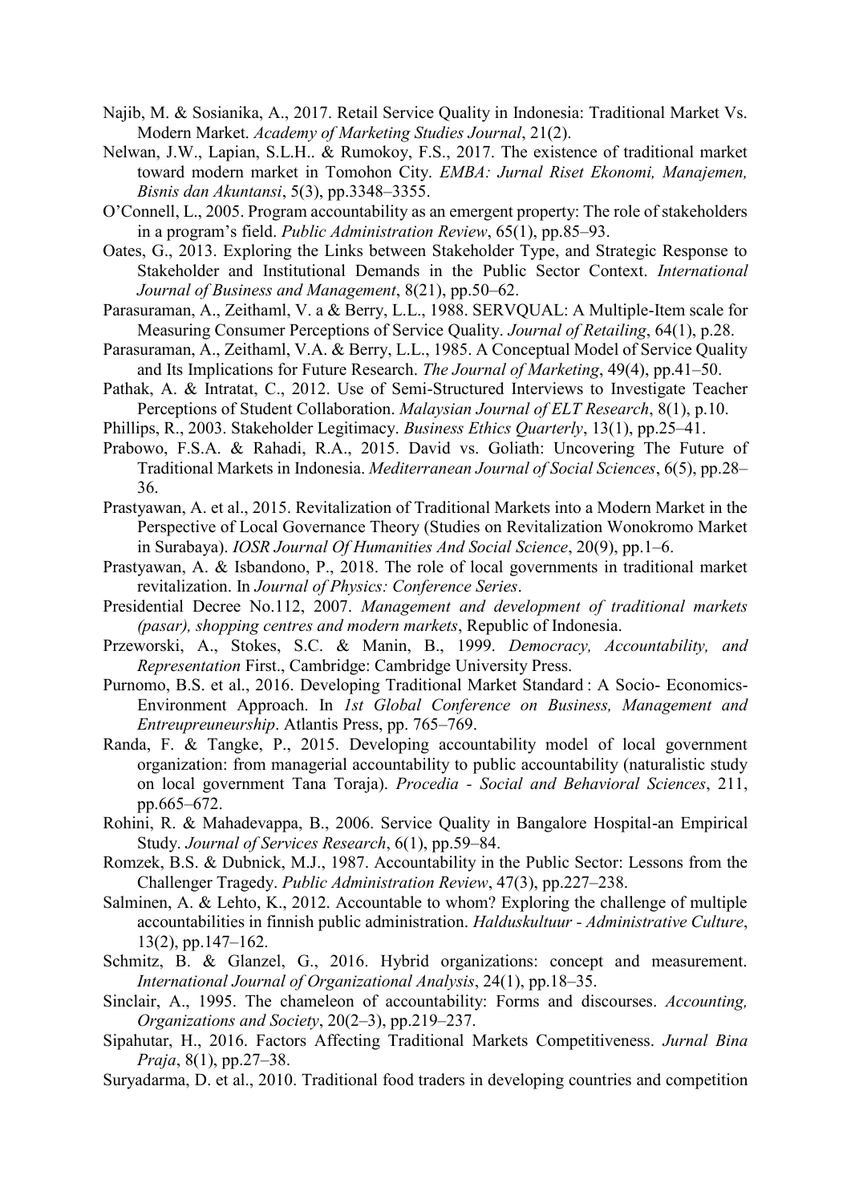Najib, M. & Sosianika, A., 2017. Retail Service Quality in Indonesia: Traditional Market Vs. Modern Market. *Academy of Marketing Studies Journal*, 21(2).

Nelwan, J.W., Lapian, S.L.H.. & Rumokoy, F.S., 2017. The existence of traditional market toward modern market in Tomohon City. *EMBA: Jurnal Riset Ekonomi, Manajemen, Bisnis dan Akuntansi*, 5(3), pp.3348–3355.

O'Connell, L., 2005. Program accountability as an emergent property: The role of stakeholders in a program's field. *Public Administration Review*, 65(1), pp.85–93.

Oates, G., 2013. Exploring the Links between Stakeholder Type, and Strategic Response to Stakeholder and Institutional Demands in the Public Sector Context. *International Journal of Business and Management*, 8(21), pp.50–62.

Parasuraman, A., Zeithaml, V. a & Berry, L.L., 1988. SERVQUAL: A Multiple-Item scale for Measuring Consumer Perceptions of Service Quality. *Journal of Retailing*, 64(1), p.28.

Parasuraman, A., Zeithaml, V.A. & Berry, L.L., 1985. A Conceptual Model of Service Quality and Its Implications for Future Research. *The Journal of Marketing*, 49(4), pp.41–50.

Pathak, A. & Intratat, C., 2012. Use of Semi-Structured Interviews to Investigate Teacher Perceptions of Student Collaboration. *Malaysian Journal of ELT Research*, 8(1), p.10.

Phillips, R., 2003. Stakeholder Legitimacy. *Business Ethics Quarterly*, 13(1), pp.25–41.

Prabowo, F.S.A. & Rahadi, R.A., 2015. David vs. Goliath: Uncovering The Future of Traditional Markets in Indonesia. *Mediterranean Journal of Social Sciences*, 6(5), pp.28–36.

Prastyawan, A. et al., 2015. Revitalization of Traditional Markets into a Modern Market in the Perspective of Local Governance Theory (Studies on Revitalization Wonokromo Market in Surabaya). *IOSR Journal Of Humanities And Social Science*, 20(9), pp.1–6.

Prastyawan, A. & Isbandono, P., 2018. The role of local governments in traditional market revitalization. In *Journal of Physics: Conference Series*.

Presidential Decree No.112, 2007. *Management and development of traditional markets (pasar), shopping centres and modern markets*, Republic of Indonesia.

Przeworski, A., Stokes, S.C. & Manin, B., 1999. *Democracy, Accountability, and Representation* First., Cambridge: Cambridge University Press.

Purnomo, B.S. et al., 2016. Developing Traditional Market Standard : A Socio- Economics-Environment Approach. In *1st Global Conference on Business, Management and Entreupreuneurship*. Atlantis Press, pp. 765–769.

Randa, F. & Tangke, P., 2015. Developing accountability model of local government organization: from managerial accountability to public accountability (naturalistic study on local government Tana Toraja). *Procedia - Social and Behavioral Sciences*, 211, pp.665–672.

Rohini, R. & Mahadevappa, B., 2006. Service Quality in Bangalore Hospital-an Empirical Study. *Journal of Services Research*, 6(1), pp.59–84.

Romzek, B.S. & Dubnick, M.J., 1987. Accountability in the Public Sector: Lessons from the Challenger Tragedy. *Public Administration Review*, 47(3), pp.227–238.

Salminen, A. & Lehto, K., 2012. Accountable to whom? Exploring the challenge of multiple accountabilities in finnish public administration. *Halduskultuur - Administrative Culture*, 13(2), pp.147–162.

Schmitz, B. & Glanzel, G., 2016. Hybrid organizations: concept and measurement. *International Journal of Organizational Analysis*, 24(1), pp.18–35.

Sinclair, A., 1995. The chameleon of accountability: Forms and discourses. *Accounting, Organizations and Society*, 20(2–3), pp.219–237.

Sipahutar, H., 2016. Factors Affecting Traditional Markets Competitiveness. *Jurnal Bina Praja*, 8(1), pp.27–38.

Suryadarma, D. et al., 2010. Traditional food traders in developing countries and competition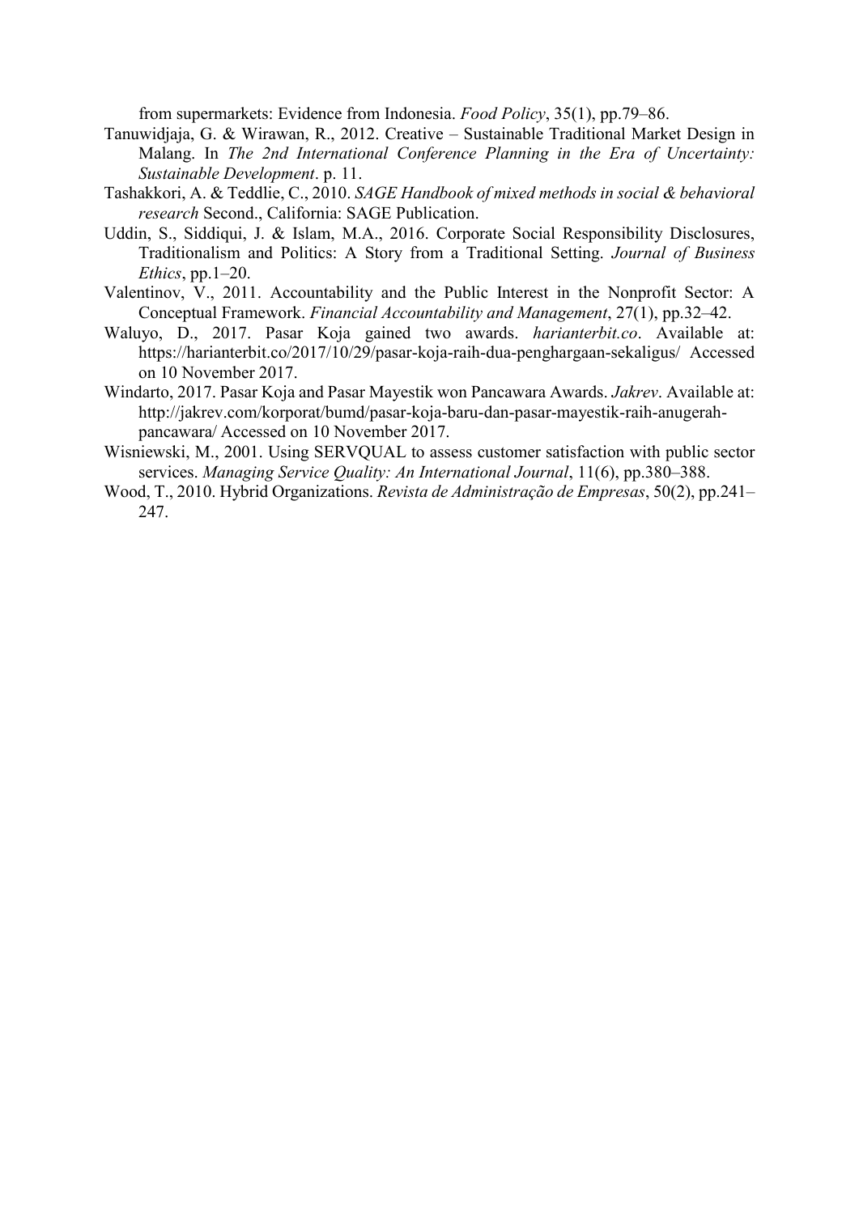from supermarkets: Evidence from Indonesia. *Food Policy*, 35(1), pp.79–86.

Tanuwidjaja, G. & Wirawan, R., 2012. Creative – Sustainable Traditional Market Design in Malang. In *The 2nd International Conference Planning in the Era of Uncertainty: Sustainable Development*. p. 11.

Tashakkori, A. & Teddlie, C., 2010. *SAGE Handbook of mixed methods in social & behavioral research* Second., California: SAGE Publication.

Uddin, S., Siddiqui, J. & Islam, M.A., 2016. Corporate Social Responsibility Disclosures, Traditionalism and Politics: A Story from a Traditional Setting. *Journal of Business Ethics*, pp.1–20.

Valentinov, V., 2011. Accountability and the Public Interest in the Nonprofit Sector: A Conceptual Framework. *Financial Accountability and Management*, 27(1), pp.32–42.

Waluyo, D., 2017. Pasar Koja gained two awards. *harianterbit.co*. Available at: https://harianterbit.co/2017/10/29/pasar-koja-raih-dua-penghargaan-sekaligus/ Accessed on 10 November 2017.

Windarto, 2017. Pasar Koja and Pasar Mayestik won Pancawara Awards. *Jakrev*. Available at: http://jakrev.com/korporat/bumd/pasar-koja-baru-dan-pasar-mayestik-raih-anugerah-pancawara/ Accessed on 10 November 2017.

Wisniewski, M., 2001. Using SERVQUAL to assess customer satisfaction with public sector services. *Managing Service Quality: An International Journal*, 11(6), pp.380–388.

Wood, T., 2010. Hybrid Organizations. *Revista de Administração de Empresas*, 50(2), pp.241–247.